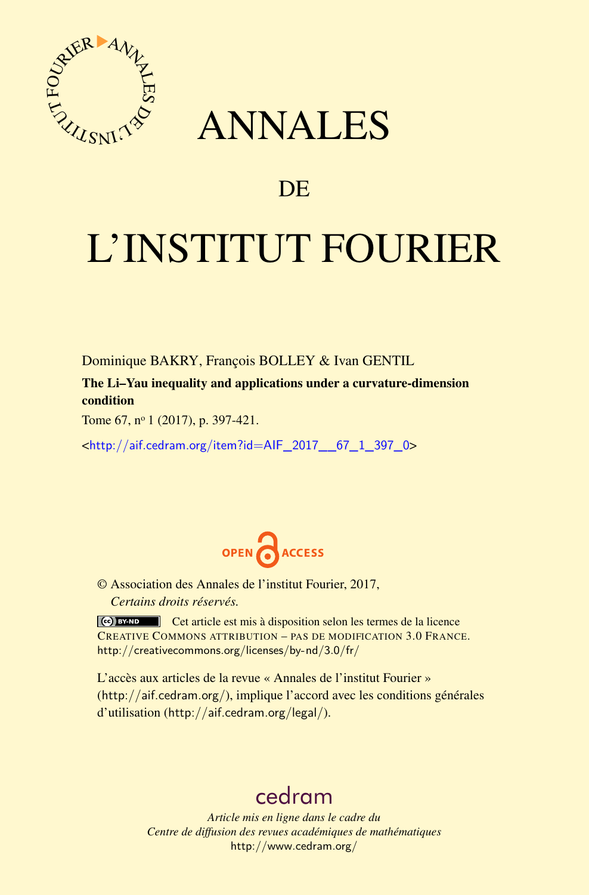# ANNALES

# DE

# L'INSTITUT FOURIER

Dominique BAKRY, François BOLLEY & Ivan GENTIL

**The Li–Yau inequality and applications under a curvature-dimension condition**

Tome 67, n° 1 (2017), p. 397-421.

<http://aif.cedram.org/item?id=AIF_2017__67_1_397_0>

OPEN ACCESS

© Association des Annales de l'institut Fourier, 2017,
*Certains droits réservés.*

Cet article est mis à disposition selon les termes de la licence CREATIVE COMMONS ATTRIBUTION – PAS DE MODIFICATION 3.0 FRANCE.
http://creativecommons.org/licenses/by-nd/3.0/fr/

L'accès aux articles de la revue « Annales de l'institut Fourier » (http://aif.cedram.org/), implique l'accord avec les conditions générales d'utilisation (http://aif.cedram.org/legal/).

cedram

*Article mis en ligne dans le cadre du*
*Centre de diffusion des revues académiques de mathématiques*
http://www.cedram.org/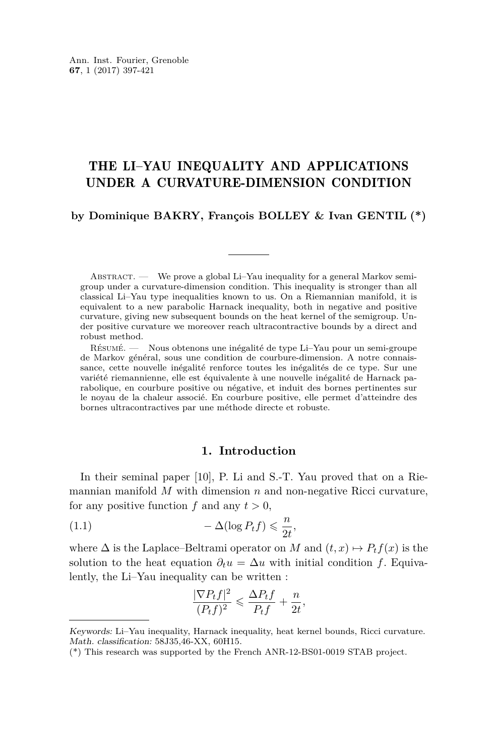# THE LI–YAU INEQUALITY AND APPLICATIONS UNDER A CURVATURE-DIMENSION CONDITION

**by Dominique BAKRY, François BOLLEY & Ivan GENTIL (\*)**

Abstract. — We prove a global Li–Yau inequality for a general Markov semigroup under a curvature-dimension condition. This inequality is stronger than all classical Li–Yau type inequalities known to us. On a Riemannian manifold, it is equivalent to a new parabolic Harnack inequality, both in negative and positive curvature, giving new subsequent bounds on the heat kernel of the semigroup. Under positive curvature we moreover reach ultracontractive bounds by a direct and robust method.

Résumé. — Nous obtenons une inégalité de type Li–Yau pour un semi-groupe de Markov général, sous une condition de courbure-dimension. A notre connaissance, cette nouvelle inégalité renforce toutes les inégalités de ce type. Sur une variété riemannienne, elle est équivalente à une nouvelle inégalité de Harnack parabolique, en courbure positive ou négative, et induit des bornes pertinentes sur le noyau de la chaleur associé. En courbure positive, elle permet d'atteindre des bornes ultracontractives par une méthode directe et robuste.

## 1. Introduction

In their seminal paper [10], P. Li and S.-T. Yau proved that on a Riemannian manifold $M$ with dimension $n$ and non-negative Ricci curvature, for any positive function $f$ and any $t > 0$,

$$-\Delta(\log P_t f) \leqslant \frac{n}{2t}, \tag{1.1}$$

where $\Delta$ is the Laplace–Beltrami operator on $M$ and $(t,x) \mapsto P_t f(x)$ is the solution to the heat equation $\partial_t u = \Delta u$ with initial condition $f$. Equivalently, the Li–Yau inequality can be written :

$$\frac{|\nabla P_t f|^2}{(P_t f)^2} \leqslant \frac{\Delta P_t f}{P_t f} + \frac{n}{2t},$$

*Keywords:* Li–Yau inequality, Harnack inequality, heat kernel bounds, Ricci curvature.
*Math. classification:* 58J35,46-XX, 60H15.
(\*) This research was supported by the French ANR-12-BS01-0019 STAB project.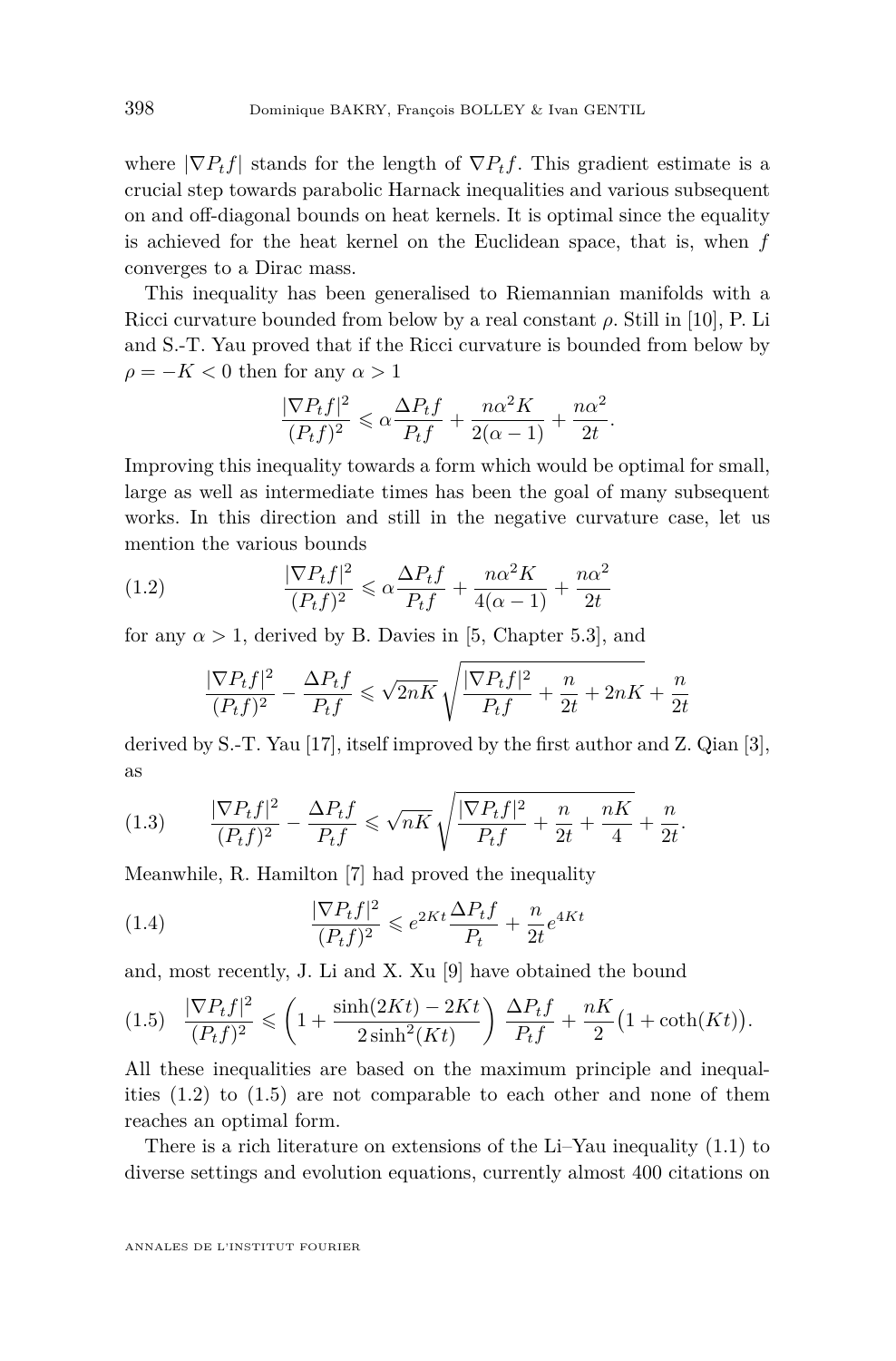where $|\nabla P_t f|$ stands for the length of $\nabla P_t f$. This gradient estimate is a crucial step towards parabolic Harnack inequalities and various subsequent on and off-diagonal bounds on heat kernels. It is optimal since the equality is achieved for the heat kernel on the Euclidean space, that is, when $f$ converges to a Dirac mass.

This inequality has been generalised to Riemannian manifolds with a Ricci curvature bounded from below by a real constant $\rho$. Still in [10], P. Li and S.-T. Yau proved that if the Ricci curvature is bounded from below by $\rho = -K < 0$ then for any $\alpha > 1$

$$\frac{|\nabla P_t f|^2}{(P_t f)^2} \leqslant \alpha \frac{\Delta P_t f}{P_t f} + \frac{n\alpha^2 K}{2(\alpha - 1)} + \frac{n\alpha^2}{2t}.$$

Improving this inequality towards a form which would be optimal for small, large as well as intermediate times has been the goal of many subsequent works. In this direction and still in the negative curvature case, let us mention the various bounds

$$\frac{|\nabla P_t f|^2}{(P_t f)^2} \leqslant \alpha \frac{\Delta P_t f}{P_t f} + \frac{n\alpha^2 K}{4(\alpha - 1)} + \frac{n\alpha^2}{2t} \tag{1.2}$$

for any $\alpha > 1$, derived by B. Davies in [5, Chapter 5.3], and

$$\frac{|\nabla P_t f|^2}{(P_t f)^2} - \frac{\Delta P_t f}{P_t f} \leqslant \sqrt{2nK} \sqrt{\frac{|\nabla P_t f|^2}{P_t f} + \frac{n}{2t} + 2nK} + \frac{n}{2t}$$

derived by S.-T. Yau [17], itself improved by the first author and Z. Qian [3], as

$$\frac{|\nabla P_t f|^2}{(P_t f)^2} - \frac{\Delta P_t f}{P_t f} \leqslant \sqrt{nK} \sqrt{\frac{|\nabla P_t f|^2}{P_t f} + \frac{n}{2t} + \frac{nK}{4}} + \frac{n}{2t}. \tag{1.3}$$

Meanwhile, R. Hamilton [7] had proved the inequality

$$\frac{|\nabla P_t f|^2}{(P_t f)^2} \leqslant e^{2Kt} \frac{\Delta P_t f}{P_t} + \frac{n}{2t} e^{4Kt} \tag{1.4}$$

and, most recently, J. Li and X. Xu [9] have obtained the bound

$$\frac{|\nabla P_t f|^2}{(P_t f)^2} \leqslant \left(1 + \frac{\sinh(2Kt) - 2Kt}{2\sinh^2(Kt)}\right) \frac{\Delta P_t f}{P_t f} + \frac{nK}{2}\big(1 + \coth(Kt)\big). \tag{1.5}$$

All these inequalities are based on the maximum principle and inequalities (1.2) to (1.5) are not comparable to each other and none of them reaches an optimal form.

There is a rich literature on extensions of the Li–Yau inequality (1.1) to diverse settings and evolution equations, currently almost 400 citations on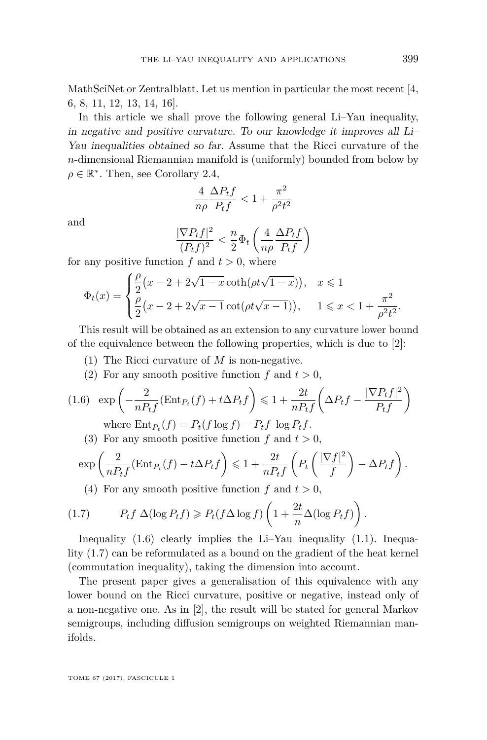MathSciNet or Zentralblatt. Let us mention in particular the most recent [4, 6, 8, 11, 12, 13, 14, 16].

In this article we shall prove the following general Li–Yau inequality, *in negative and positive curvature. To our knowledge it improves all Li–Yau inequalities obtained so far.* Assume that the Ricci curvature of the $n$-dimensional Riemannian manifold is (uniformly) bounded from below by $\rho \in \mathbb{R}^*$. Then, see Corollary 2.4,

$$\frac{4}{n\rho}\frac{\Delta P_t f}{P_t f} < 1 + \frac{\pi^2}{\rho^2 t^2}$$

and

$$\frac{|\nabla P_t f|^2}{(P_t f)^2} < \frac{n}{2}\Phi_t\left(\frac{4}{n\rho}\frac{\Delta P_t f}{P_t f}\right)$$

for any positive function $f$ and $t>0$, where

$$\Phi_t(x) = \begin{cases} \dfrac{\rho}{2}\big(x - 2 + 2\sqrt{1-x}\coth(\rho t\sqrt{1-x})\big), & x \leqslant 1 \\ \dfrac{\rho}{2}\big(x - 2 + 2\sqrt{x-1}\cot(\rho t\sqrt{x-1})\big), & 1 \leqslant x < 1 + \dfrac{\pi^2}{\rho^2 t^2}. \end{cases}$$

This result will be obtained as an extension to any curvature lower bound of the equivalence between the following properties, which is due to [2]:

(1) The Ricci curvature of $M$ is non-negative.

(2) For any smooth positive function $f$ and $t>0$,

$$\exp\left(-\frac{2}{nP_t f}(\mathrm{Ent}_{P_t}(f) + t\Delta P_t f\right) \leqslant 1 + \frac{2t}{nP_t f}\left(\Delta P_t f - \frac{|\nabla P_t f|^2}{P_t f}\right) \tag{1.6}$$

where $\mathrm{Ent}_{P_t}(f) = P_t(f\log f) - P_t f\ \log P_t f$.

(3) For any smooth positive function $f$ and $t>0$,

$$\exp\left(\frac{2}{nP_t f}(\mathrm{Ent}_{P_t}(f) - t\Delta P_t f\right) \leqslant 1 + \frac{2t}{nP_t f}\left(P_t\left(\frac{|\nabla f|^2}{f}\right) - \Delta P_t f\right).$$

(4) For any smooth positive function $f$ and $t>0$,

$$P_t f\ \Delta(\log P_t f) \geqslant P_t(f\Delta \log f)\left(1 + \frac{2t}{n}\Delta(\log P_t f)\right). \tag{1.7}$$

Inequality (1.6) clearly implies the Li–Yau inequality (1.1). Inequality (1.7) can be reformulated as a bound on the gradient of the heat kernel (commutation inequality), taking the dimension into account.

The present paper gives a generalisation of this equivalence with any lower bound on the Ricci curvature, positive or negative, instead only of a non-negative one. As in [2], the result will be stated for general Markov semigroups, including diffusion semigroups on weighted Riemannian manifolds.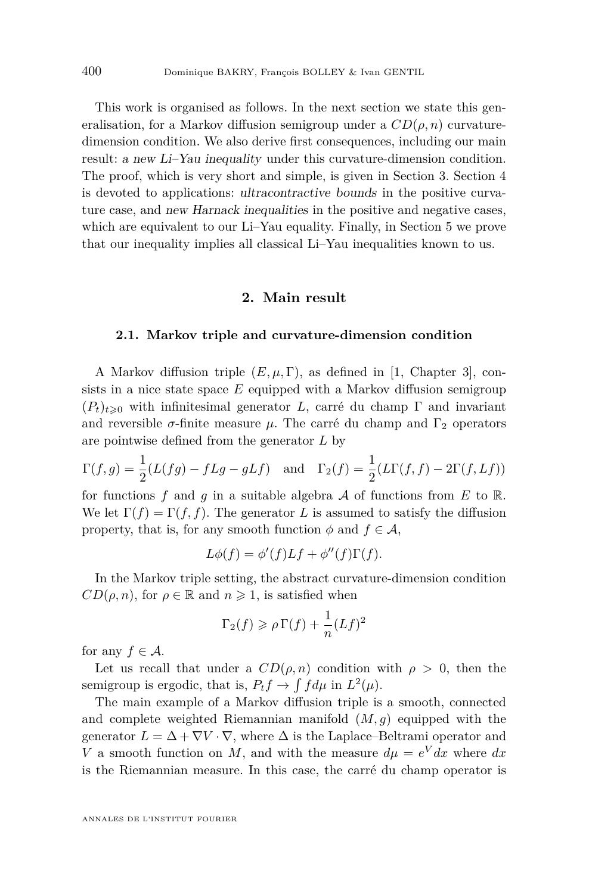This work is organised as follows. In the next section we state this generalisation, for a Markov diffusion semigroup under a $CD(\rho, n)$ curvature-dimension condition. We also derive first consequences, including our main result: *a new Li–Yau inequality* under this curvature-dimension condition. The proof, which is very short and simple, is given in Section 3. Section 4 is devoted to applications: *ultracontractive bounds* in the positive curvature case, and *new Harnack inequalities* in the positive and negative cases, which are equivalent to our Li–Yau equality. Finally, in Section 5 we prove that our inequality implies all classical Li–Yau inequalities known to us.

## 2. Main result

### 2.1. Markov triple and curvature-dimension condition

A Markov diffusion triple $(E, \mu, \Gamma)$, as defined in [1, Chapter 3], consists in a nice state space $E$ equipped with a Markov diffusion semigroup $(P_t)_{t\geqslant 0}$ with infinitesimal generator $L$, carré du champ $\Gamma$ and invariant and reversible $\sigma$-finite measure $\mu$. The carré du champ and $\Gamma_2$ operators are pointwise defined from the generator $L$ by

$$\Gamma(f,g) = \frac{1}{2}(L(fg) - fLg - gLf) \quad \text{and} \quad \Gamma_2(f) = \frac{1}{2}(L\Gamma(f,f) - 2\Gamma(f, Lf))$$

for functions $f$ and $g$ in a suitable algebra $\mathcal{A}$ of functions from $E$ to $\mathbb{R}$. We let $\Gamma(f) = \Gamma(f,f)$. The generator $L$ is assumed to satisfy the diffusion property, that is, for any smooth function $\phi$ and $f \in \mathcal{A}$,

$$L\phi(f) = \phi'(f)Lf + \phi''(f)\Gamma(f).$$

In the Markov triple setting, the abstract curvature-dimension condition $CD(\rho, n)$, for $\rho \in \mathbb{R}$ and $n \geqslant 1$, is satisfied when

$$\Gamma_2(f) \geqslant \rho\,\Gamma(f) + \frac{1}{n}(Lf)^2$$

for any $f \in \mathcal{A}$.

Let us recall that under a $CD(\rho, n)$ condition with $\rho > 0$, then the semigroup is ergodic, that is, $P_t f \to \int f d\mu$ in $L^2(\mu)$.

The main example of a Markov diffusion triple is a smooth, connected and complete weighted Riemannian manifold $(M, g)$ equipped with the generator $L = \Delta + \nabla V \cdot \nabla$, where $\Delta$ is the Laplace–Beltrami operator and $V$ a smooth function on $M$, and with the measure $d\mu = e^V dx$ where $dx$ is the Riemannian measure. In this case, the carré du champ operator is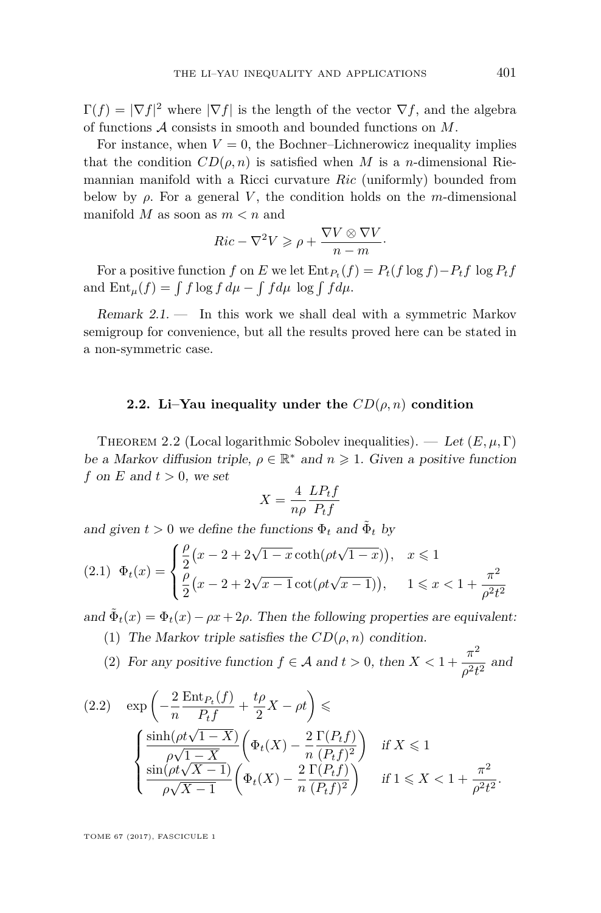$\Gamma(f) = |\nabla f|^2$ where $|\nabla f|$ is the length of the vector $\nabla f$, and the algebra of functions $\mathcal{A}$ consists in smooth and bounded functions on $M$.

For instance, when $V = 0$, the Bochner–Lichnerowicz inequality implies that the condition $CD(\rho, n)$ is satisfied when $M$ is a $n$-dimensional Riemannian manifold with a Ricci curvature $Ric$ (uniformly) bounded from below by $\rho$. For a general $V$, the condition holds on the $m$-dimensional manifold $M$ as soon as $m < n$ and

$$Ric - \nabla^2 V \geqslant \rho + \frac{\nabla V \otimes \nabla V}{n - m}.$$

For a positive function $f$ on $E$ we let $\mathrm{Ent}_{P_t}(f) = P_t(f \log f) - P_t f \, \log P_t f$ and $\mathrm{Ent}_\mu(f) = \int f \log f \, d\mu - \int f d\mu \, \log \int f d\mu$.

*Remark 2.1.* — In this work we shall deal with a symmetric Markov semigroup for convenience, but all the results proved here can be stated in a non-symmetric case.

## 2.2. Li–Yau inequality under the $CD(\rho, n)$ condition

Theorem 2.2 (Local logarithmic Sobolev inequalities). — *Let $(E, \mu, \Gamma)$ be a Markov diffusion triple, $\rho \in \mathbb{R}^*$ and $n \geqslant 1$. Given a positive function $f$ on $E$ and $t > 0$, we set*

$$X = \frac{4}{n\rho} \frac{LP_t f}{P_t f}$$

*and given $t > 0$ we define the functions $\Phi_t$ and $\tilde{\Phi}_t$ by*

$$\Phi_t(x) = \begin{cases} \dfrac{\rho}{2}\big(x - 2 + 2\sqrt{1-x}\coth(\rho t\sqrt{1-x})\big), & x \leqslant 1 \\[2mm] \dfrac{\rho}{2}\big(x - 2 + 2\sqrt{x-1}\cot(\rho t\sqrt{x-1})\big), & 1 \leqslant x < 1 + \dfrac{\pi^2}{\rho^2 t^2} \end{cases} \tag{2.1}$$

*and $\tilde{\Phi}_t(x) = \Phi_t(x) - \rho x + 2\rho$. Then the following properties are equivalent:*

1. *The Markov triple satisfies the $CD(\rho, n)$ condition.*
2. *For any positive function $f \in \mathcal{A}$ and $t > 0$, then $X < 1 + \dfrac{\pi^2}{\rho^2 t^2}$ and*

$$\exp\left(-\frac{2}{n}\frac{\mathrm{Ent}_{P_t}(f)}{P_t f} + \frac{t\rho}{2}X - \rho t\right) \leqslant \begin{cases} \dfrac{\sinh(\rho t\sqrt{1-X})}{\rho\sqrt{1-X}}\left(\Phi_t(X) - \dfrac{2}{n}\dfrac{\Gamma(P_t f)}{(P_t f)^2}\right) & \text{if } X \leqslant 1 \\[3mm] \dfrac{\sin(\rho t\sqrt{X-1})}{\rho\sqrt{X-1}}\left(\Phi_t(X) - \dfrac{2}{n}\dfrac{\Gamma(P_t f)}{(P_t f)^2}\right) & \text{if } 1 \leqslant X < 1 + \dfrac{\pi^2}{\rho^2 t^2}. \end{cases} \tag{2.2}$$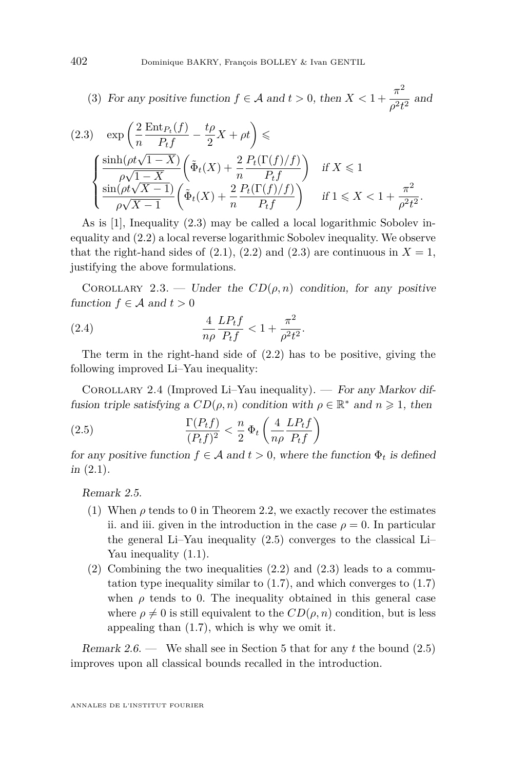(3) *For any positive function $f \in \mathcal{A}$ and $t > 0$, then $X < 1 + \dfrac{\pi^2}{\rho^2 t^2}$ and*

$$
(2.3) \quad \exp\left(\frac{2}{n}\frac{\mathrm{Ent}_{P_t}(f)}{P_t f} - \frac{t\rho}{2}X + \rho t\right) \leqslant
\begin{cases}
\dfrac{\sinh(\rho t\sqrt{1-X})}{\rho\sqrt{1-X}}\left(\tilde{\Phi}_t(X) + \dfrac{2}{n}\dfrac{P_t(\Gamma(f)/f)}{P_t f}\right) & \text{if } X \leqslant 1 \\
\dfrac{\sin(\rho t\sqrt{X-1})}{\rho\sqrt{X-1}}\left(\tilde{\Phi}_t(X) + \dfrac{2}{n}\dfrac{P_t(\Gamma(f)/f)}{P_t f}\right) & \text{if } 1 \leqslant X < 1 + \dfrac{\pi^2}{\rho^2 t^2}.
\end{cases}
$$

As is [1], Inequality (2.3) may be called a local logarithmic Sobolev inequality and (2.2) a local reverse logarithmic Sobolev inequality. We observe that the right-hand sides of (2.1), (2.2) and (2.3) are continuous in $X = 1$, justifying the above formulations.

Corollary 2.3. — *Under the $CD(\rho, n)$ condition, for any positive function $f \in \mathcal{A}$ and $t > 0$*

$$
(2.4) \qquad \frac{4}{n\rho}\frac{LP_t f}{P_t f} < 1 + \frac{\pi^2}{\rho^2 t^2}.
$$

The term in the right-hand side of (2.2) has to be positive, giving the following improved Li–Yau inequality:

Corollary 2.4 (Improved Li–Yau inequality). — *For any Markov diffusion triple satisfying a $CD(\rho, n)$ condition with $\rho \in \mathbb{R}^*$ and $n \geqslant 1$, then*

$$
(2.5) \qquad \frac{\Gamma(P_t f)}{(P_t f)^2} < \frac{n}{2}\,\Phi_t\left(\frac{4}{n\rho}\frac{LP_t f}{P_t f}\right)
$$

*for any positive function $f \in \mathcal{A}$ and $t > 0$, where the function $\Phi_t$ is defined in* (2.1).

*Remark 2.5.*

1. When $\rho$ tends to 0 in Theorem 2.2, we exactly recover the estimates ii. and iii. given in the introduction in the case $\rho = 0$. In particular the general Li–Yau inequality (2.5) converges to the classical Li–Yau inequality (1.1).
2. Combining the two inequalities (2.2) and (2.3) leads to a commutation type inequality similar to (1.7), and which converges to (1.7) when $\rho$ tends to 0. The inequality obtained in this general case where $\rho \neq 0$ is still equivalent to the $CD(\rho, n)$ condition, but is less appealing than (1.7), which is why we omit it.

*Remark 2.6.* — We shall see in Section 5 that for any $t$ the bound (2.5) improves upon all classical bounds recalled in the introduction.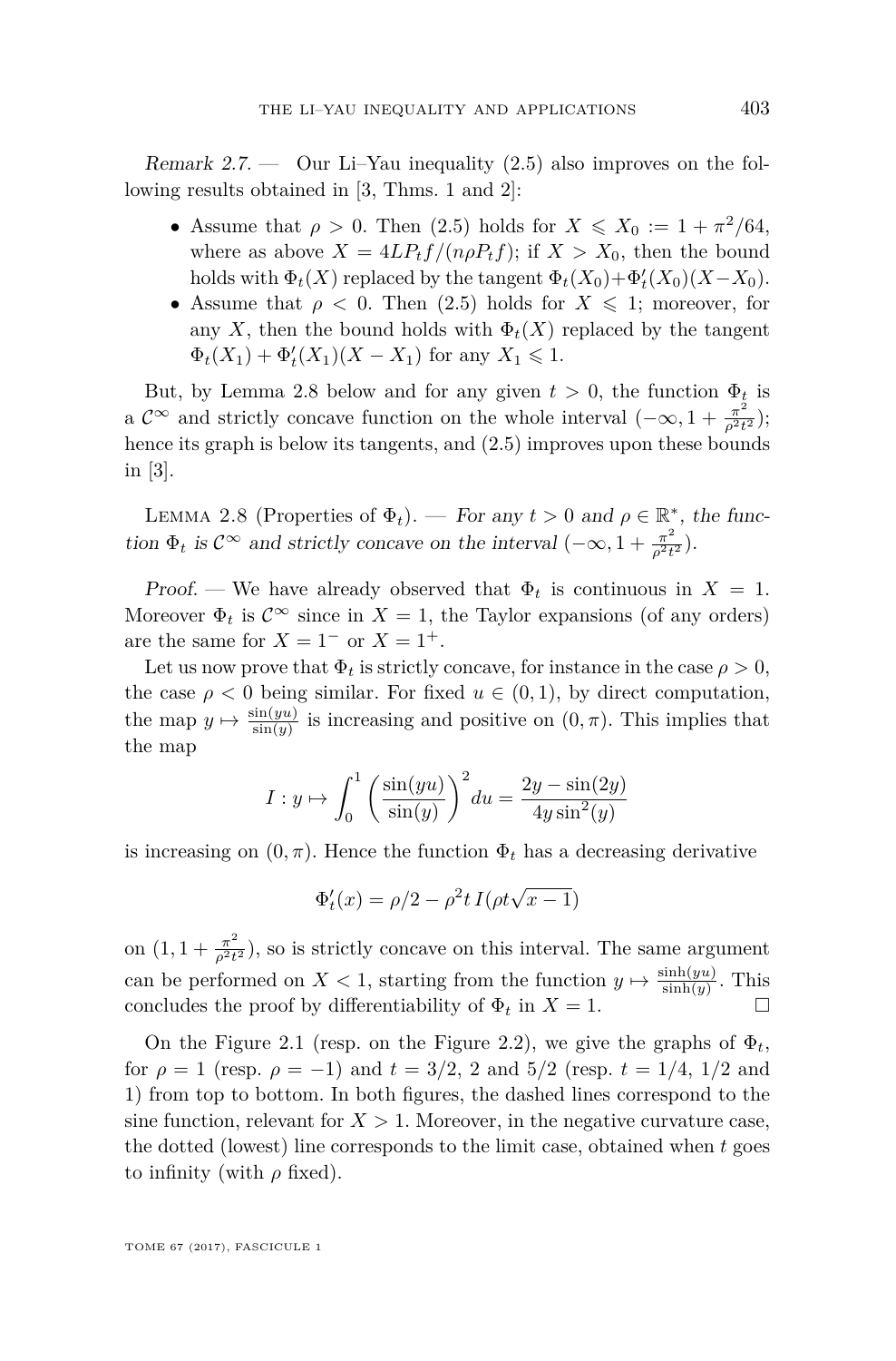*Remark 2.7.* — Our Li–Yau inequality (2.5) also improves on the following results obtained in [3, Thms. 1 and 2]:

- Assume that $\rho > 0$. Then (2.5) holds for $X \leqslant X_0 := 1 + \pi^2/64$, where as above $X = 4LP_tf/(n\rho P_tf)$; if $X > X_0$, then the bound holds with $\Phi_t(X)$ replaced by the tangent $\Phi_t(X_0)+\Phi_t'(X_0)(X-X_0)$.
- Assume that $\rho < 0$. Then (2.5) holds for $X \leqslant 1$; moreover, for any $X$, then the bound holds with $\Phi_t(X)$ replaced by the tangent $\Phi_t(X_1) + \Phi_t'(X_1)(X - X_1)$ for any $X_1 \leqslant 1$.

But, by Lemma 2.8 below and for any given $t > 0$, the function $\Phi_t$ is a $\mathcal{C}^\infty$ and strictly concave function on the whole interval $(-\infty, 1 + \frac{\pi^2}{\rho^2 t^2})$; hence its graph is below its tangents, and (2.5) improves upon these bounds in [3].

Lemma 2.8 (Properties of $\Phi_t$). — *For any $t > 0$ and $\rho \in \mathbb{R}^*$, the function $\Phi_t$ is $\mathcal{C}^\infty$ and strictly concave on the interval $(-\infty, 1 + \frac{\pi^2}{\rho^2 t^2})$.*

*Proof.* — We have already observed that $\Phi_t$ is continuous in $X = 1$. Moreover $\Phi_t$ is $\mathcal{C}^\infty$ since in $X = 1$, the Taylor expansions (of any orders) are the same for $X = 1^-$ or $X = 1^+$.

Let us now prove that $\Phi_t$ is strictly concave, for instance in the case $\rho > 0$, the case $\rho < 0$ being similar. For fixed $u \in (0, 1)$, by direct computation, the map $y \mapsto \frac{\sin(yu)}{\sin(y)}$ is increasing and positive on $(0, \pi)$. This implies that the map

$$I : y \mapsto \int_0^1 \left(\frac{\sin(yu)}{\sin(y)}\right)^2 du = \frac{2y - \sin(2y)}{4y \sin^2(y)}$$

is increasing on $(0, \pi)$. Hence the function $\Phi_t$ has a decreasing derivative

$$\Phi_t'(x) = \rho/2 - \rho^2 t \, I(\rho t \sqrt{x-1})$$

on $(1, 1 + \frac{\pi^2}{\rho^2 t^2})$, so is strictly concave on this interval. The same argument can be performed on $X < 1$, starting from the function $y \mapsto \frac{\sinh(yu)}{\sinh(y)}$. This concludes the proof by differentiability of $\Phi_t$ in $X = 1$. □

On the Figure 2.1 (resp. on the Figure 2.2), we give the graphs of $\Phi_t$, for $\rho = 1$ (resp. $\rho = -1$) and $t = 3/2$, 2 and $5/2$ (resp. $t = 1/4$, $1/2$ and 1) from top to bottom. In both figures, the dashed lines correspond to the sine function, relevant for $X > 1$. Moreover, in the negative curvature case, the dotted (lowest) line corresponds to the limit case, obtained when $t$ goes to infinity (with $\rho$ fixed).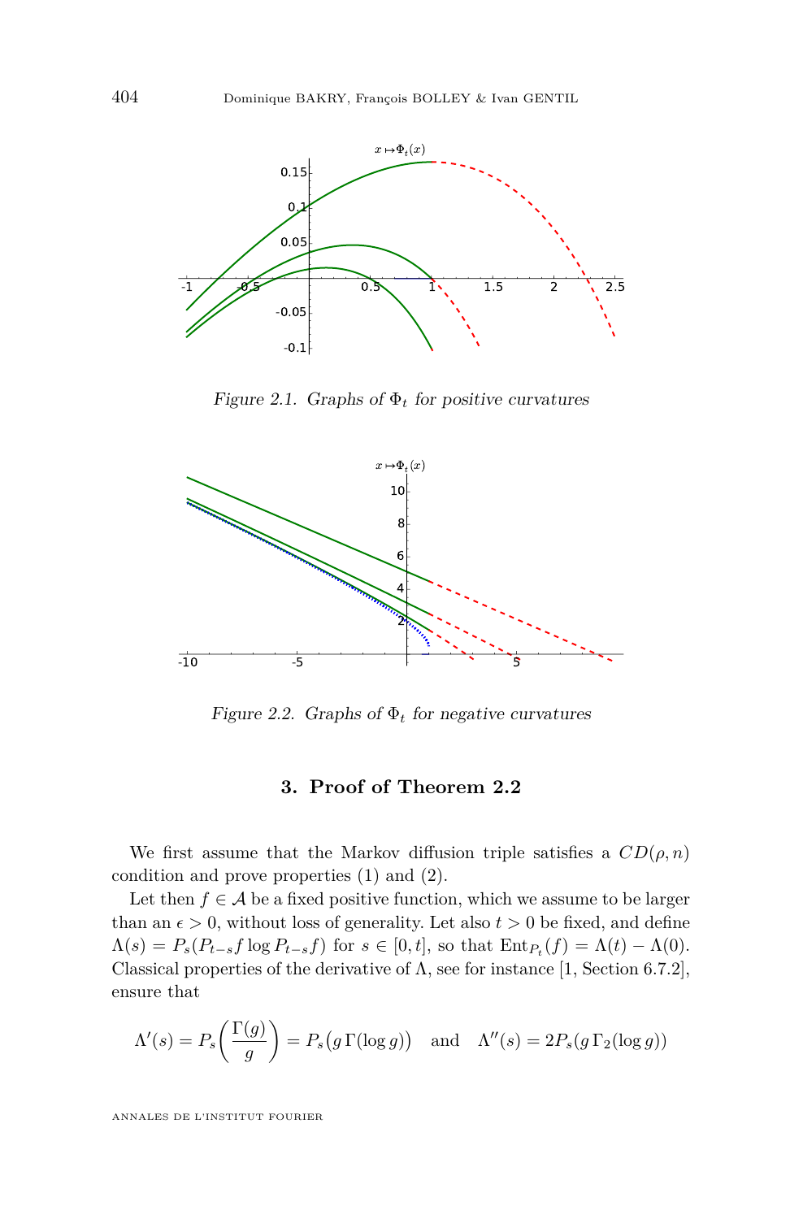*Figure 2.1. Graphs of $\Phi_t$ for positive curvatures*

*Figure 2.2. Graphs of $\Phi_t$ for negative curvatures*

## 3. Proof of Theorem 2.2

We first assume that the Markov diffusion triple satisfies a $CD(\rho, n)$ condition and prove properties (1) and (2).

Let then $f \in \mathcal{A}$ be a fixed positive function, which we assume to be larger than an $\epsilon > 0$, without loss of generality. Let also $t > 0$ be fixed, and define $\Lambda(s) = P_s(P_{t-s}f \log P_{t-s}f)$ for $s \in [0,t]$, so that $\mathrm{Ent}_{P_t}(f) = \Lambda(t) - \Lambda(0)$. Classical properties of the derivative of $\Lambda$, see for instance [1, Section 6.7.2], ensure that

$$\Lambda'(s) = P_s\left(\frac{\Gamma(g)}{g}\right) = P_s\big(g\,\Gamma(\log g)\big) \quad \text{and} \quad \Lambda''(s) = 2P_s(g\,\Gamma_2(\log g))$$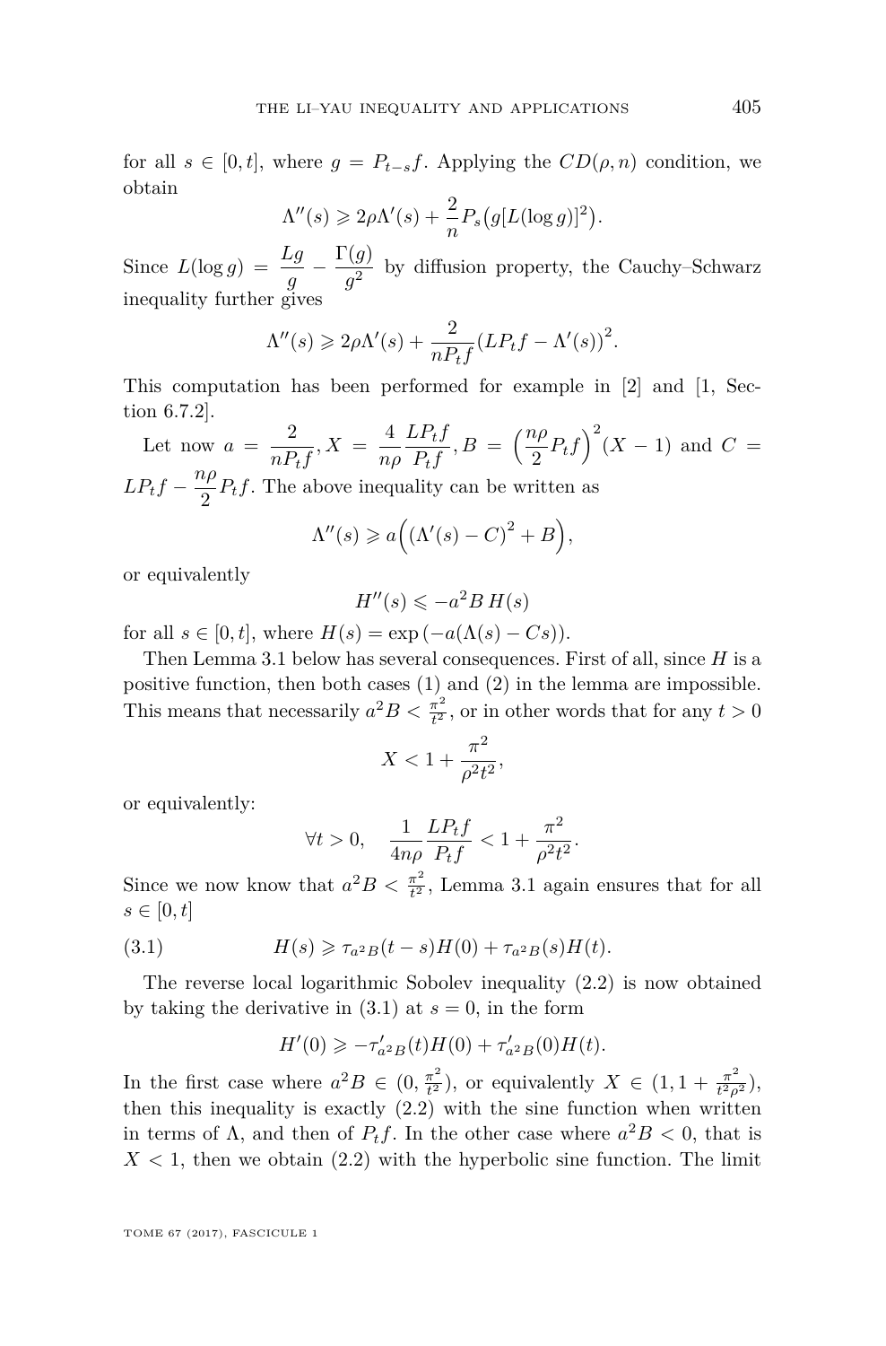for all $s \in [0,t]$, where $g = P_{t-s}f$. Applying the $CD(\rho,n)$ condition, we obtain

$$\Lambda''(s) \geqslant 2\rho\Lambda'(s) + \frac{2}{n}P_s\big(g[L(\log g)]^2\big).$$

Since $L(\log g) = \dfrac{Lg}{g} - \dfrac{\Gamma(g)}{g^2}$ by diffusion property, the Cauchy–Schwarz inequality further gives

$$\Lambda''(s) \geqslant 2\rho\Lambda'(s) + \frac{2}{nP_tf}\big(LP_tf - \Lambda'(s)\big)^2.$$

This computation has been performed for example in [2] and [1, Section 6.7.2].

Let now $a = \dfrac{2}{nP_tf}, X = \dfrac{4}{n\rho}\dfrac{LP_tf}{P_tf}, B = \Big(\dfrac{n\rho}{2}P_tf\Big)^2(X-1)$ and $C = LP_tf - \dfrac{n\rho}{2}P_tf$. The above inequality can be written as

$$\Lambda''(s) \geqslant a\Big(\big(\Lambda'(s) - C\big)^2 + B\Big),$$

or equivalently

$$H''(s) \leqslant -a^2B\,H(s)$$

for all $s \in [0,t]$, where $H(s) = \exp\left(-a(\Lambda(s) - Cs)\right)$.

Then Lemma 3.1 below has several consequences. First of all, since $H$ is a positive function, then both cases (1) and (2) in the lemma are impossible. This means that necessarily $a^2B < \frac{\pi^2}{t^2}$, or in other words that for any $t > 0$

$$X < 1 + \frac{\pi^2}{\rho^2t^2},$$

or equivalently:

$$\forall t > 0, \quad \frac{1}{4n\rho}\frac{LP_tf}{P_tf} < 1 + \frac{\pi^2}{\rho^2t^2}.$$

Since we now know that $a^2B < \frac{\pi^2}{t^2}$, Lemma 3.1 again ensures that for all $s \in [0,t]$

$$H(s) \geqslant \tau_{a^2B}(t-s)H(0) + \tau_{a^2B}(s)H(t). \tag{3.1}$$

The reverse local logarithmic Sobolev inequality (2.2) is now obtained by taking the derivative in (3.1) at $s = 0$, in the form

$$H'(0) \geqslant -\tau'_{a^2B}(t)H(0) + \tau'_{a^2B}(0)H(t).$$

In the first case where $a^2B \in (0, \frac{\pi^2}{t^2})$, or equivalently $X \in (1, 1 + \frac{\pi^2}{t^2\rho^2})$, then this inequality is exactly (2.2) with the sine function when written in terms of $\Lambda$, and then of $P_tf$. In the other case where $a^2B < 0$, that is $X < 1$, then we obtain (2.2) with the hyperbolic sine function. The limit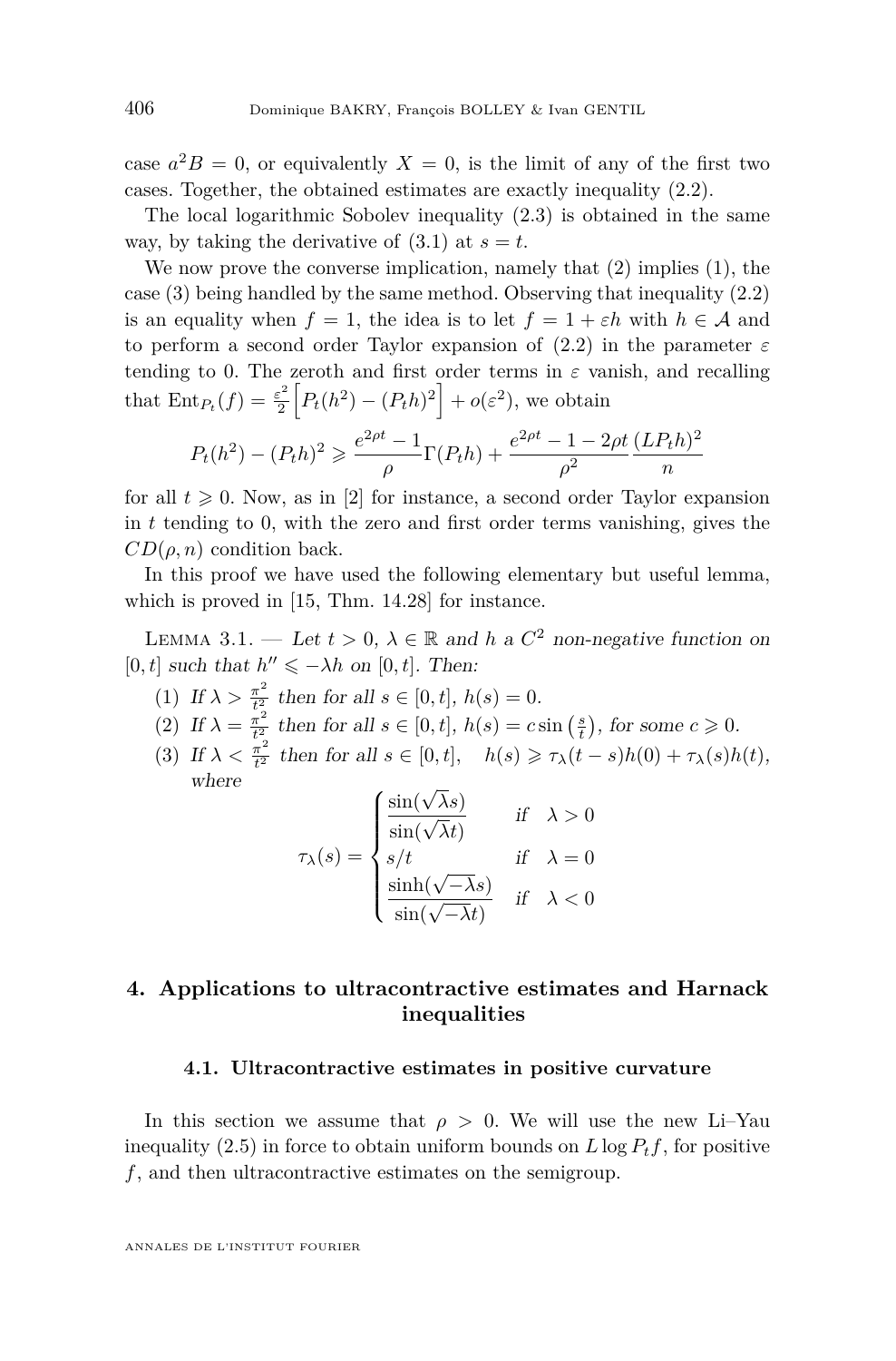case $a^2B = 0$, or equivalently $X = 0$, is the limit of any of the first two cases. Together, the obtained estimates are exactly inequality (2.2).

The local logarithmic Sobolev inequality (2.3) is obtained in the same way, by taking the derivative of (3.1) at $s = t$.

We now prove the converse implication, namely that (2) implies (1), the case (3) being handled by the same method. Observing that inequality (2.2) is an equality when $f = 1$, the idea is to let $f = 1 + \varepsilon h$ with $h \in \mathcal{A}$ and to perform a second order Taylor expansion of (2.2) in the parameter $\varepsilon$ tending to 0. The zeroth and first order terms in $\varepsilon$ vanish, and recalling that $\mathrm{Ent}_{P_t}(f) = \frac{\varepsilon^2}{2}\Big[P_t(h^2) - (P_t h)^2\Big] + o(\varepsilon^2)$, we obtain

$$P_t(h^2) - (P_t h)^2 \geqslant \frac{e^{2\rho t} - 1}{\rho}\Gamma(P_t h) + \frac{e^{2\rho t} - 1 - 2\rho t}{\rho^2}\frac{(LP_t h)^2}{n}$$

for all $t \geqslant 0$. Now, as in [2] for instance, a second order Taylor expansion in $t$ tending to 0, with the zero and first order terms vanishing, gives the $CD(\rho, n)$ condition back.

In this proof we have used the following elementary but useful lemma, which is proved in [15, Thm. 14.28] for instance.

Lemma 3.1. — *Let $t > 0$, $\lambda \in \mathbb{R}$ and $h$ a $C^2$ non-negative function on $[0, t]$ such that $h'' \leqslant -\lambda h$ on $[0, t]$. Then:*

(1) *If $\lambda > \frac{\pi^2}{t^2}$ then for all $s \in [0, t]$, $h(s) = 0$.*
(2) *If $\lambda = \frac{\pi^2}{t^2}$ then for all $s \in [0, t]$, $h(s) = c \sin\left(\frac{s}{t}\right)$, for some $c \geqslant 0$.*
(3) *If $\lambda < \frac{\pi^2}{t^2}$ then for all $s \in [0, t]$, $\quad h(s) \geqslant \tau_\lambda(t - s)h(0) + \tau_\lambda(s)h(t)$, where*

$$\tau_\lambda(s) = \begin{cases} \dfrac{\sin(\sqrt{\lambda}s)}{\sin(\sqrt{\lambda}t)} & \text{if} \quad \lambda > 0 \\ s/t & \text{if} \quad \lambda = 0 \\ \dfrac{\sinh(\sqrt{-\lambda}s)}{\sin(\sqrt{-\lambda}t)} & \text{if} \quad \lambda < 0 \end{cases}$$

## 4. Applications to ultracontractive estimates and Harnack inequalities

### 4.1. Ultracontractive estimates in positive curvature

In this section we assume that $\rho > 0$. We will use the new Li–Yau inequality (2.5) in force to obtain uniform bounds on $L \log P_t f$, for positive $f$, and then ultracontractive estimates on the semigroup.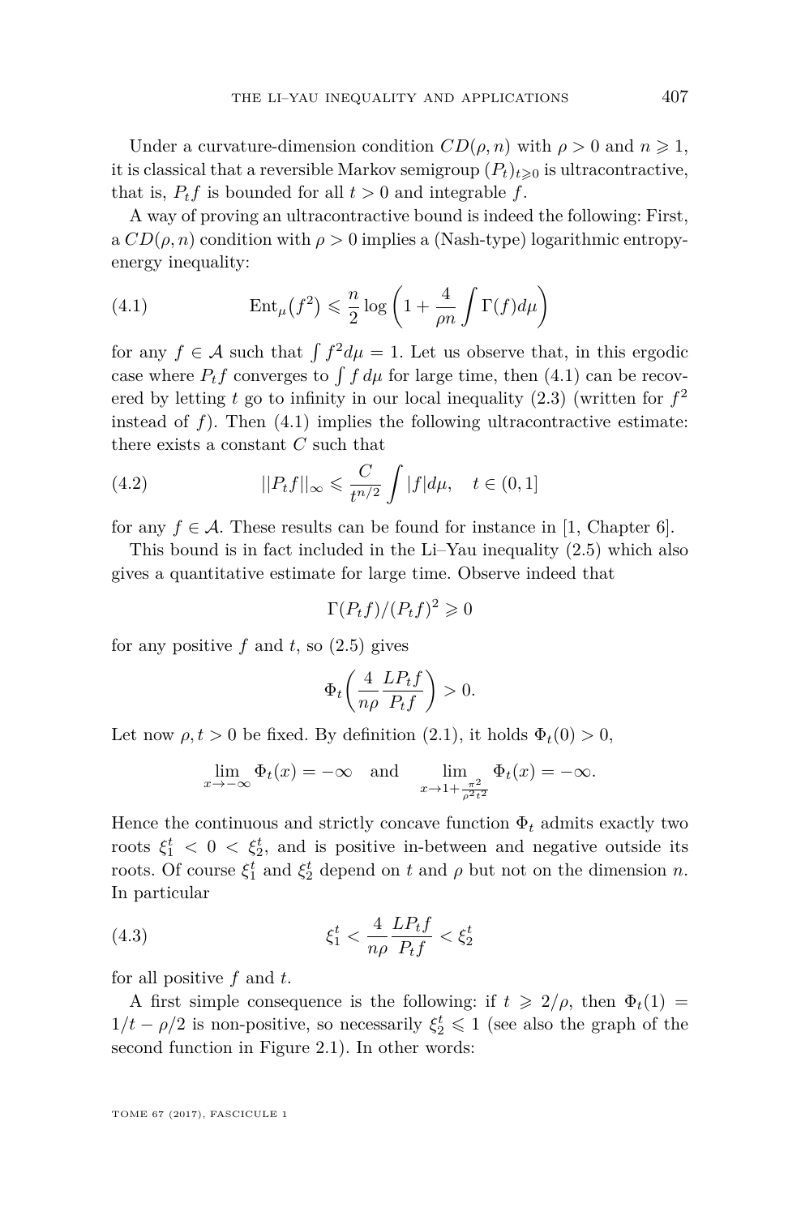Under a curvature-dimension condition $CD(\rho, n)$ with $\rho > 0$ and $n \geqslant 1$, it is classical that a reversible Markov semigroup $(P_t)_{t \geqslant 0}$ is ultracontractive, that is, $P_t f$ is bounded for all $t > 0$ and integrable $f$.

A way of proving an ultracontractive bound is indeed the following: First, a $CD(\rho, n)$ condition with $\rho > 0$ implies a (Nash-type) logarithmic entropy-energy inequality:

$$\operatorname{Ent}_\mu\big(f^2\big) \leqslant \frac{n}{2} \log\left(1 + \frac{4}{\rho n} \int \Gamma(f) d\mu\right) \tag{4.1}$$

for any $f \in \mathcal{A}$ such that $\int f^2 d\mu = 1$. Let us observe that, in this ergodic case where $P_t f$ converges to $\int f \, d\mu$ for large time, then (4.1) can be recovered by letting $t$ go to infinity in our local inequality (2.3) (written for $f^2$ instead of $f$). Then (4.1) implies the following ultracontractive estimate: there exists a constant $C$ such that

$$||P_t f||_\infty \leqslant \frac{C}{t^{n/2}} \int |f| d\mu, \quad t \in (0, 1] \tag{4.2}$$

for any $f \in \mathcal{A}$. These results can be found for instance in [1, Chapter 6].

This bound is in fact included in the Li–Yau inequality (2.5) which also gives a quantitative estimate for large time. Observe indeed that

$$\Gamma(P_t f)/(P_t f)^2 \geqslant 0$$

for any positive $f$ and $t$, so (2.5) gives

$$\Phi_t\left(\frac{4}{n\rho} \frac{L P_t f}{P_t f}\right) > 0.$$

Let now $\rho, t > 0$ be fixed. By definition (2.1), it holds $\Phi_t(0) > 0$,

$$\lim_{x \to -\infty} \Phi_t(x) = -\infty \quad \text{and} \quad \lim_{x \to 1 + \frac{\pi^2}{\rho^2 t^2}} \Phi_t(x) = -\infty.$$

Hence the continuous and strictly concave function $\Phi_t$ admits exactly two roots $\xi_1^t < 0 < \xi_2^t$, and is positive in-between and negative outside its roots. Of course $\xi_1^t$ and $\xi_2^t$ depend on $t$ and $\rho$ but not on the dimension $n$. In particular

$$\xi_1^t < \frac{4}{n\rho} \frac{L P_t f}{P_t f} < \xi_2^t \tag{4.3}$$

for all positive $f$ and $t$.

A first simple consequence is the following: if $t \geqslant 2/\rho$, then $\Phi_t(1) = 1/t - \rho/2$ is non-positive, so necessarily $\xi_2^t \leqslant 1$ (see also the graph of the second function in Figure 2.1). In other words: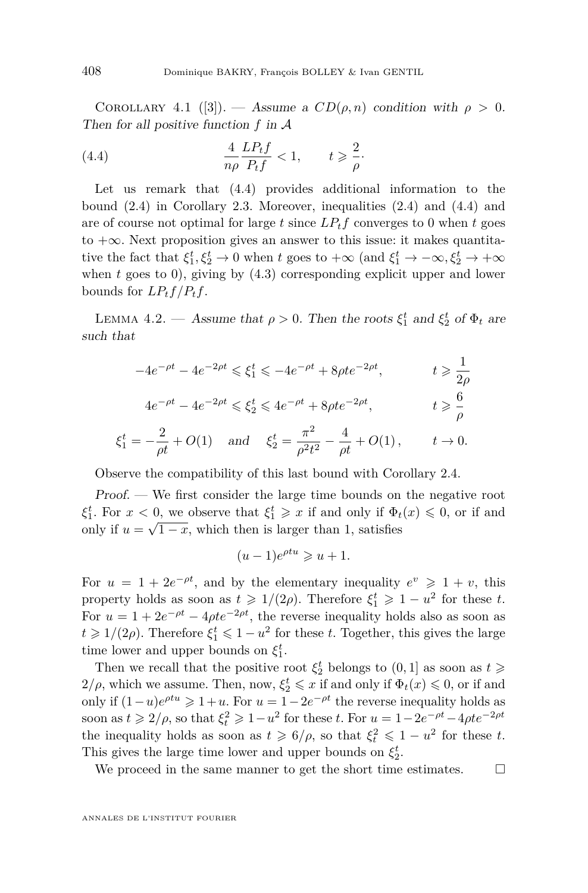Corollary 4.1 ([3]). — *Assume a $CD(\rho, n)$ condition with $\rho > 0$. Then for all positive function $f$ in $\mathcal{A}$*

$$\frac{4}{n\rho}\frac{LP_tf}{P_tf} < 1, \qquad t \geqslant \frac{2}{\rho}. \tag{4.4}$$

Let us remark that (4.4) provides additional information to the bound (2.4) in Corollary 2.3. Moreover, inequalities (2.4) and (4.4) and are of course not optimal for large $t$ since $LP_tf$ converges to 0 when $t$ goes to $+\infty$. Next proposition gives an answer to this issue: it makes quantitative the fact that $\xi_1^t, \xi_2^t \to 0$ when $t$ goes to $+\infty$ (and $\xi_1^t \to -\infty, \xi_2^t \to +\infty$ when $t$ goes to 0), giving by (4.3) corresponding explicit upper and lower bounds for $LP_tf/P_tf$.

Lemma 4.2. — *Assume that $\rho > 0$. Then the roots $\xi_1^t$ and $\xi_2^t$ of $\Phi_t$ are such that*

$$-4e^{-\rho t} - 4e^{-2\rho t} \leqslant \xi_1^t \leqslant -4e^{-\rho t} + 8\rho t e^{-2\rho t}, \qquad t \geqslant \frac{1}{2\rho}$$

$$4e^{-\rho t} - 4e^{-2\rho t} \leqslant \xi_2^t \leqslant 4e^{-\rho t} + 8\rho t e^{-2\rho t}, \qquad t \geqslant \frac{6}{\rho}$$

$$\xi_1^t = -\frac{2}{\rho t} + O(1) \quad \text{and} \quad \xi_2^t = \frac{\pi^2}{\rho^2 t^2} - \frac{4}{\rho t} + O(1), \qquad t \to 0.$$

Observe the compatibility of this last bound with Corollary 2.4.

*Proof.* — We first consider the large time bounds on the negative root $\xi_1^t$. For $x < 0$, we observe that $\xi_1^t \geqslant x$ if and only if $\Phi_t(x) \leqslant 0$, or if and only if $u = \sqrt{1-x}$, which then is larger than 1, satisfies

$$(u-1)e^{\rho t u} \geqslant u + 1.$$

For $u = 1 + 2e^{-\rho t}$, and by the elementary inequality $e^v \geqslant 1 + v$, this property holds as soon as $t \geqslant 1/(2\rho)$. Therefore $\xi_1^t \geqslant 1 - u^2$ for these $t$. For $u = 1 + 2e^{-\rho t} - 4\rho t e^{-2\rho t}$, the reverse inequality holds also as soon as $t \geqslant 1/(2\rho)$. Therefore $\xi_1^t \leqslant 1 - u^2$ for these $t$. Together, this gives the large time lower and upper bounds on $\xi_1^t$.

Then we recall that the positive root $\xi_2^t$ belongs to $(0, 1]$ as soon as $t \geqslant 2/\rho$, which we assume. Then, now, $\xi_2^t \leqslant x$ if and only if $\Phi_t(x) \leqslant 0$, or if and only if $(1-u)e^{\rho t u} \geqslant 1 + u$. For $u = 1 - 2e^{-\rho t}$ the reverse inequality holds as soon as $t \geqslant 2/\rho$, so that $\xi_t^2 \geqslant 1 - u^2$ for these $t$. For $u = 1 - 2e^{-\rho t} - 4\rho t e^{-2\rho t}$ the inequality holds as soon as $t \geqslant 6/\rho$, so that $\xi_t^2 \leqslant 1 - u^2$ for these $t$. This gives the large time lower and upper bounds on $\xi_2^t$.

We proceed in the same manner to get the short time estimates. $\square$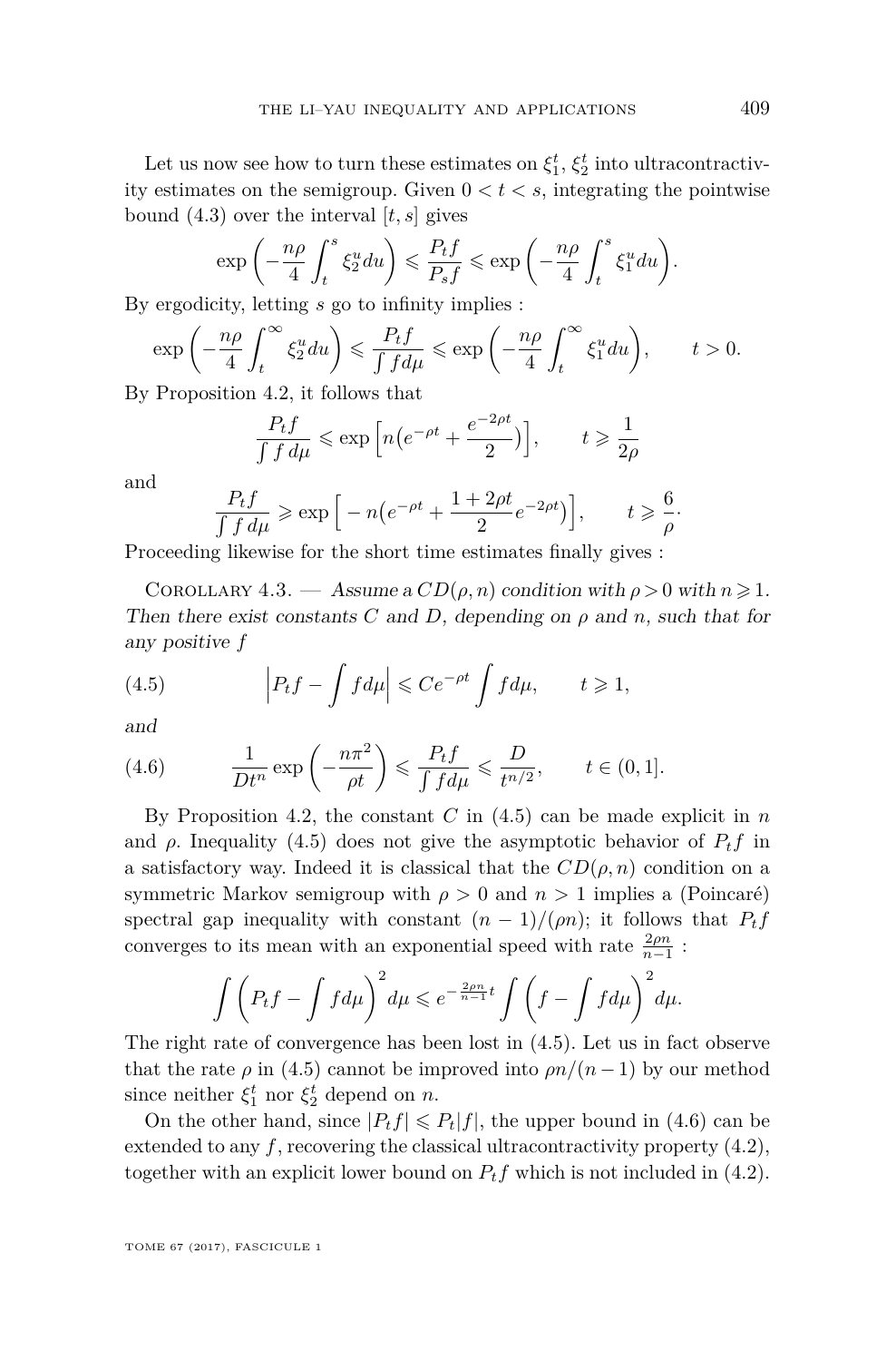Let us now see how to turn these estimates on $\xi_1^t$, $\xi_2^t$ into ultracontractivity estimates on the semigroup. Given $0 < t < s$, integrating the pointwise bound (4.3) over the interval $[t, s]$ gives

$$\exp\left(-\frac{n\rho}{4}\int_t^s \xi_2^u du\right) \leqslant \frac{P_t f}{P_s f} \leqslant \exp\left(-\frac{n\rho}{4}\int_t^s \xi_1^u du\right).$$

By ergodicity, letting $s$ go to infinity implies :

$$\exp\left(-\frac{n\rho}{4}\int_t^\infty \xi_2^u du\right) \leqslant \frac{P_t f}{\int f d\mu} \leqslant \exp\left(-\frac{n\rho}{4}\int_t^\infty \xi_1^u du\right), \qquad t > 0.$$

By Proposition 4.2, it follows that

$$\frac{P_t f}{\int f \, d\mu} \leqslant \exp\Big[n\big(e^{-\rho t} + \frac{e^{-2\rho t}}{2}\big)\Big], \qquad t \geqslant \frac{1}{2\rho}$$

and

$$\frac{P_t f}{\int f \, d\mu} \geqslant \exp\Big[-n\big(e^{-\rho t} + \frac{1+2\rho t}{2}e^{-2\rho t}\big)\Big], \qquad t \geqslant \frac{6}{\rho}\cdot$$

Proceeding likewise for the short time estimates finally gives :

Corollary 4.3. — *Assume a $CD(\rho, n)$ condition with $\rho > 0$ with $n \geqslant 1$. Then there exist constants $C$ and $D$, depending on $\rho$ and $n$, such that for any positive $f$*

$$\left|P_t f - \int f d\mu\right| \leqslant C e^{-\rho t}\int f d\mu, \qquad t \geqslant 1, \tag{4.5}$$

*and*

$$\frac{1}{Dt^n}\exp\left(-\frac{n\pi^2}{\rho t}\right) \leqslant \frac{P_t f}{\int f d\mu} \leqslant \frac{D}{t^{n/2}}, \qquad t \in (0, 1]. \tag{4.6}$$

By Proposition 4.2, the constant $C$ in (4.5) can be made explicit in $n$ and $\rho$. Inequality (4.5) does not give the asymptotic behavior of $P_t f$ in a satisfactory way. Indeed it is classical that the $CD(\rho, n)$ condition on a symmetric Markov semigroup with $\rho > 0$ and $n > 1$ implies a (Poincaré) spectral gap inequality with constant $(n-1)/(\rho n)$; it follows that $P_t f$ converges to its mean with an exponential speed with rate $\frac{2\rho n}{n-1}$ :

$$\int \left(P_t f - \int f d\mu\right)^2 d\mu \leqslant e^{-\frac{2\rho n}{n-1}t}\int\left(f - \int f d\mu\right)^2 d\mu.$$

The right rate of convergence has been lost in (4.5). Let us in fact observe that the rate $\rho$ in (4.5) cannot be improved into $\rho n/(n-1)$ by our method since neither $\xi_1^t$ nor $\xi_2^t$ depend on $n$.

On the other hand, since $|P_t f| \leqslant P_t|f|$, the upper bound in (4.6) can be extended to any $f$, recovering the classical ultracontractivity property (4.2), together with an explicit lower bound on $P_t f$ which is not included in (4.2).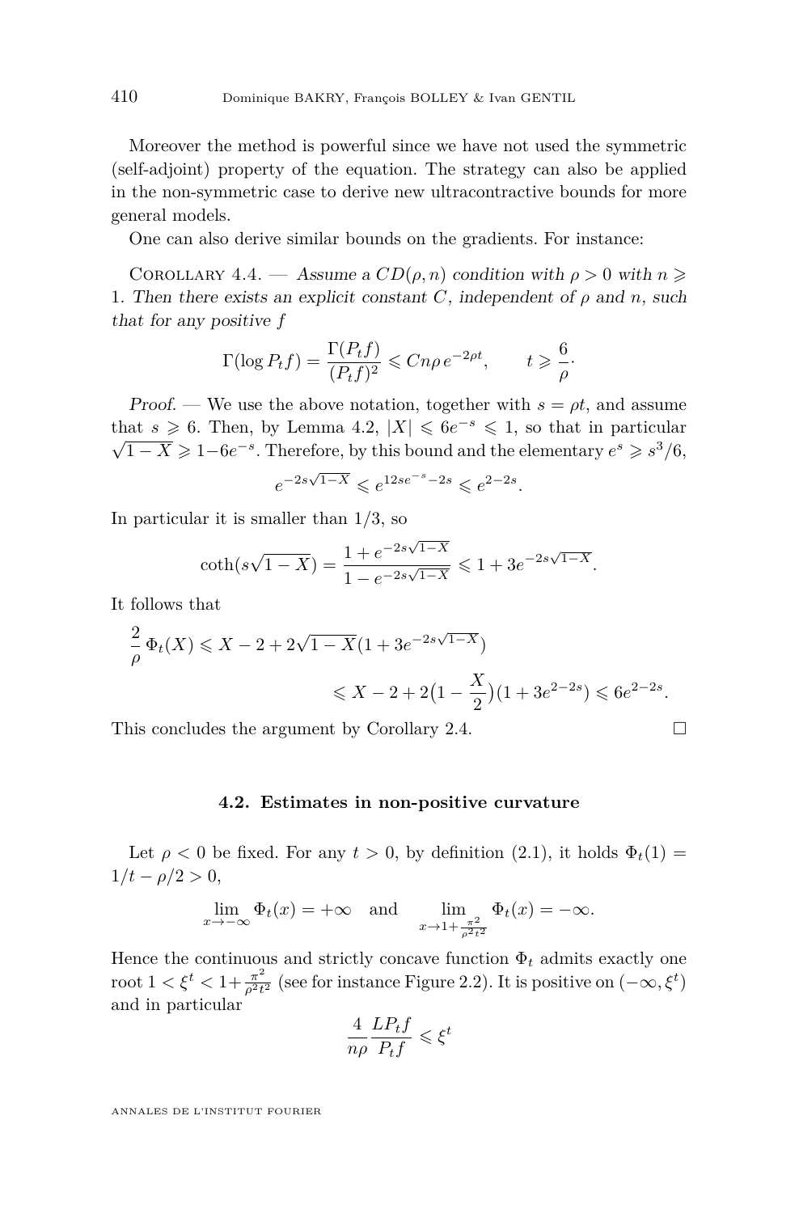Moreover the method is powerful since we have not used the symmetric (self-adjoint) property of the equation. The strategy can also be applied in the non-symmetric case to derive new ultracontractive bounds for more general models.

One can also derive similar bounds on the gradients. For instance:

Corollary 4.4. — *Assume a $CD(\rho, n)$ condition with $\rho > 0$ with $n \geqslant 1$. Then there exists an explicit constant $C$, independent of $\rho$ and $n$, such that for any positive $f$*

$$\Gamma(\log P_t f) = \frac{\Gamma(P_t f)}{(P_t f)^2} \leqslant Cn\rho\, e^{-2\rho t}, \qquad t \geqslant \frac{6}{\rho}\cdot$$

*Proof.* — We use the above notation, together with $s = \rho t$, and assume that $s \geqslant 6$. Then, by Lemma 4.2, $|X| \leqslant 6e^{-s} \leqslant 1$, so that in particular $\sqrt{1-X} \geqslant 1 - 6e^{-s}$. Therefore, by this bound and the elementary $e^s \geqslant s^3/6$,

$$e^{-2s\sqrt{1-X}} \leqslant e^{12se^{-s} - 2s} \leqslant e^{2-2s}.$$

In particular it is smaller than $1/3$, so

$$\coth(s\sqrt{1-X}) = \frac{1 + e^{-2s\sqrt{1-X}}}{1 - e^{-2s\sqrt{1-X}}} \leqslant 1 + 3e^{-2s\sqrt{1-X}}.$$

It follows that

$$\begin{aligned}\frac{2}{\rho}\,\Phi_t(X) &\leqslant X - 2 + 2\sqrt{1-X}(1 + 3e^{-2s\sqrt{1-X}}) \\ &\leqslant X - 2 + 2\big(1 - \frac{X}{2}\big)(1 + 3e^{2-2s}) \leqslant 6e^{2-2s}.\end{aligned}$$

This concludes the argument by Corollary 2.4. $\square$

### 4.2. Estimates in non-positive curvature

Let $\rho < 0$ be fixed. For any $t > 0$, by definition (2.1), it holds $\Phi_t(1) = 1/t - \rho/2 > 0$,

$$\lim_{x \to -\infty} \Phi_t(x) = +\infty \quad \text{and} \quad \lim_{x \to 1 + \frac{\pi^2}{\rho^2 t^2}} \Phi_t(x) = -\infty.$$

Hence the continuous and strictly concave function $\Phi_t$ admits exactly one root $1 < \xi^t < 1 + \frac{\pi^2}{\rho^2 t^2}$ (see for instance Figure 2.2). It is positive on $(-\infty, \xi^t)$ and in particular

$$\frac{4}{n\rho}\frac{LP_t f}{P_t f} \leqslant \xi^t$$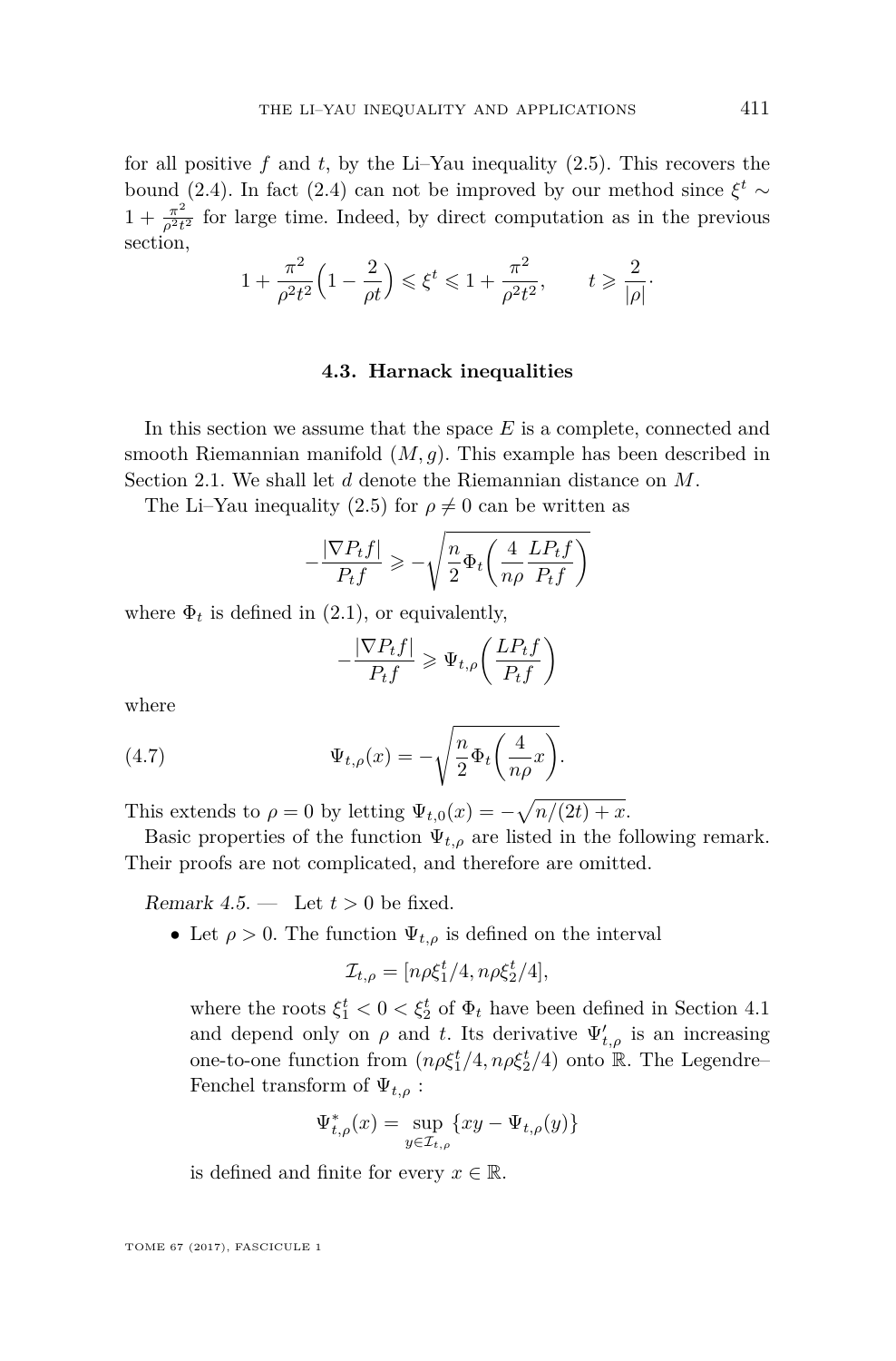for all positive $f$ and $t$, by the Li–Yau inequality (2.5). This recovers the bound (2.4). In fact (2.4) can not be improved by our method since $\xi^t \sim 1 + \frac{\pi^2}{\rho^2 t^2}$ for large time. Indeed, by direct computation as in the previous section,

$$1 + \frac{\pi^2}{\rho^2 t^2}\Big(1 - \frac{2}{\rho t}\Big) \leqslant \xi^t \leqslant 1 + \frac{\pi^2}{\rho^2 t^2}, \qquad t \geqslant \frac{2}{|\rho|}.$$

### 4.3. Harnack inequalities

In this section we assume that the space $E$ is a complete, connected and smooth Riemannian manifold $(M, g)$. This example has been described in Section 2.1. We shall let $d$ denote the Riemannian distance on $M$.

The Li–Yau inequality (2.5) for $\rho \neq 0$ can be written as

$$-\frac{|\nabla P_t f|}{P_t f} \geqslant -\sqrt{\frac{n}{2}\Phi_t\Big(\frac{4}{n\rho}\frac{LP_t f}{P_t f}\Big)}$$

where $\Phi_t$ is defined in (2.1), or equivalently,

$$-\frac{|\nabla P_t f|}{P_t f} \geqslant \Psi_{t,\rho}\Big(\frac{LP_t f}{P_t f}\Big)$$

where

$$\Psi_{t,\rho}(x) = -\sqrt{\frac{n}{2}\Phi_t\Big(\frac{4}{n\rho}x\Big)}. \tag{4.7}$$

This extends to $\rho = 0$ by letting $\Psi_{t,0}(x) = -\sqrt{n/(2t) + x}$.

Basic properties of the function $\Psi_{t,\rho}$ are listed in the following remark. Their proofs are not complicated, and therefore are omitted.

*Remark 4.5.* — Let $t > 0$ be fixed.

- Let $\rho > 0$. The function $\Psi_{t,\rho}$ is defined on the interval

  $$\mathcal{I}_{t,\rho} = [n\rho\xi_1^t/4, n\rho\xi_2^t/4],$$

  where the roots $\xi_1^t < 0 < \xi_2^t$ of $\Phi_t$ have been defined in Section 4.1 and depend only on $\rho$ and $t$. Its derivative $\Psi'_{t,\rho}$ is an increasing one-to-one function from $(n\rho\xi_1^t/4, n\rho\xi_2^t/4)$ onto $\mathbb{R}$. The Legendre–Fenchel transform of $\Psi_{t,\rho}$ :

  $$\Psi^*_{t,\rho}(x) = \sup_{y \in \mathcal{I}_{t,\rho}} \{xy - \Psi_{t,\rho}(y)\}$$

  is defined and finite for every $x \in \mathbb{R}$.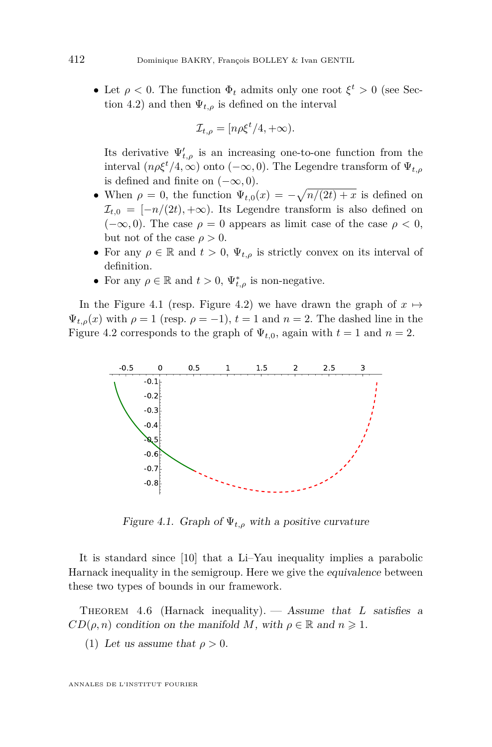- Let $\rho < 0$. The function $\Phi_t$ admits only one root $\xi^t > 0$ (see Section 4.2) and then $\Psi_{t,\rho}$ is defined on the interval
$$\mathcal{I}_{t,\rho} = [n\rho\xi^t/4, +\infty).$$
Its derivative $\Psi'_{t,\rho}$ is an increasing one-to-one function from the interval $(n\rho\xi^t/4, \infty)$ onto $(-\infty, 0)$. The Legendre transform of $\Psi_{t,\rho}$ is defined and finite on $(-\infty, 0)$.
- When $\rho = 0$, the function $\Psi_{t,0}(x) = -\sqrt{n/(2t) + x}$ is defined on $\mathcal{I}_{t,0} = [-n/(2t), +\infty)$. Its Legendre transform is also defined on $(-\infty, 0)$. The case $\rho = 0$ appears as limit case of the case $\rho < 0$, but not of the case $\rho > 0$.
- For any $\rho \in \mathbb{R}$ and $t > 0$, $\Psi_{t,\rho}$ is strictly convex on its interval of definition.
- For any $\rho \in \mathbb{R}$ and $t > 0$, $\Psi^*_{t,\rho}$ is non-negative.

In the Figure 4.1 (resp. Figure 4.2) we have drawn the graph of $x \mapsto \Psi_{t,\rho}(x)$ with $\rho = 1$ (resp. $\rho = -1$), $t = 1$ and $n = 2$. The dashed line in the Figure 4.2 corresponds to the graph of $\Psi_{t,0}$, again with $t = 1$ and $n = 2$.

*Figure 4.1. Graph of $\Psi_{t,\rho}$ with a positive curvature*

It is standard since [10] that a Li–Yau inequality implies a parabolic Harnack inequality in the semigroup. Here we give the *equivalence* between these two types of bounds in our framework.

Theorem 4.6 (Harnack inequality). — *Assume that $L$ satisfies a $CD(\rho, n)$ condition on the manifold $M$, with $\rho \in \mathbb{R}$ and $n \geqslant 1$.*

(1) *Let us assume that $\rho > 0$.*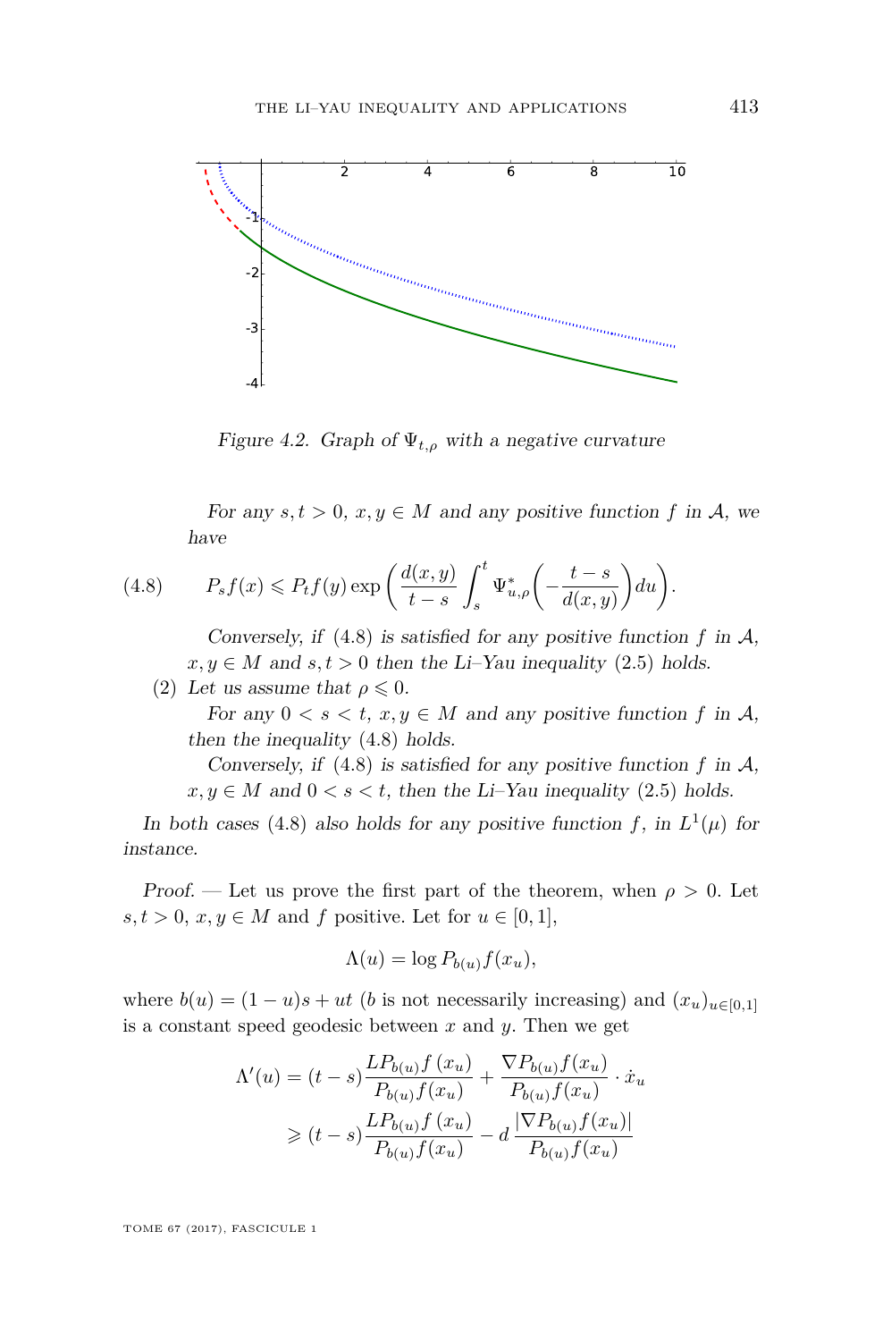Figure 4.2. Graph of $\Psi_{t,\rho}$ with a negative curvature

*For any $s, t > 0$, $x, y \in M$ and any positive function $f$ in $\mathcal{A}$, we have*

$$P_s f(x) \leqslant P_t f(y) \exp\left(\frac{d(x,y)}{t-s}\int_s^t \Psi^*_{u,\rho}\left(-\frac{t-s}{d(x,y)}\right)du\right). \tag{4.8}$$

*Conversely, if (4.8) is satisfied for any positive function $f$ in $\mathcal{A}$, $x, y \in M$ and $s, t > 0$ then the Li–Yau inequality (2.5) holds.*

(2) *Let us assume that $\rho \leqslant 0$.*

*For any $0 < s < t$, $x, y \in M$ and any positive function $f$ in $\mathcal{A}$, then the inequality (4.8) holds.*

*Conversely, if (4.8) is satisfied for any positive function $f$ in $\mathcal{A}$, $x, y \in M$ and $0 < s < t$, then the Li–Yau inequality (2.5) holds.*

*In both cases (4.8) also holds for any positive function $f$, in $L^1(\mu)$ for instance.*

*Proof.* — Let us prove the first part of the theorem, when $\rho > 0$. Let $s, t > 0$, $x, y \in M$ and $f$ positive. Let for $u \in [0,1]$,

$$\Lambda(u) = \log P_{b(u)} f(x_u),$$

where $b(u) = (1-u)s + ut$ ($b$ is not necessarily increasing) and $(x_u)_{u\in[0,1]}$ is a constant speed geodesic between $x$ and $y$. Then we get

$$\begin{aligned}\Lambda'(u) &= (t-s)\frac{LP_{b(u)}f\,(x_u)}{P_{b(u)}f(x_u)} + \frac{\nabla P_{b(u)}f(x_u)}{P_{b(u)}f(x_u)}\cdot \dot{x}_u \\ &\geqslant (t-s)\frac{LP_{b(u)}f\,(x_u)}{P_{b(u)}f(x_u)} - d\,\frac{|\nabla P_{b(u)}f(x_u)|}{P_{b(u)}f(x_u)}\end{aligned}$$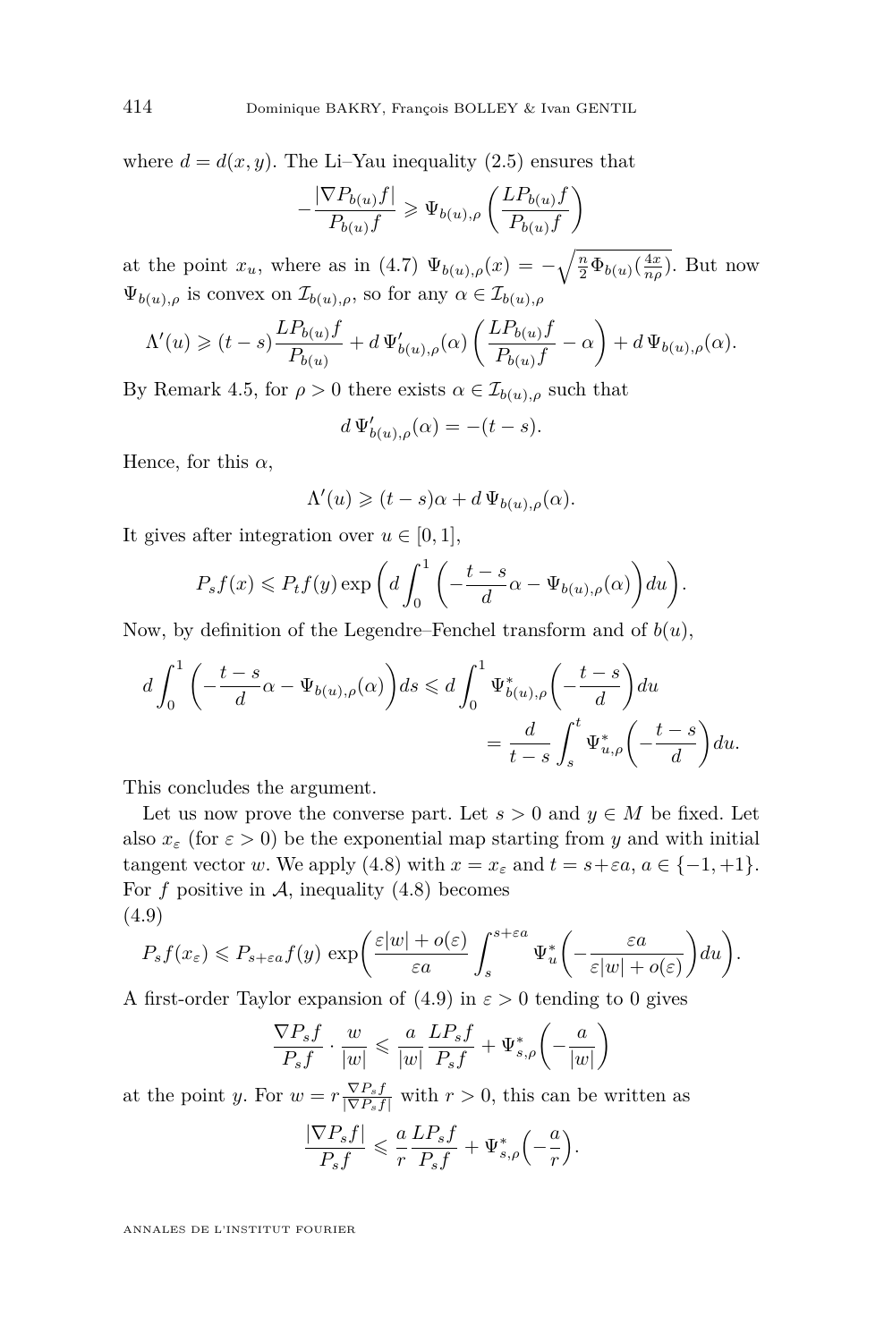where $d = d(x, y)$. The Li–Yau inequality (2.5) ensures that

$$-\frac{|\nabla P_{b(u)} f|}{P_{b(u)} f} \geqslant \Psi_{b(u),\rho}\left(\frac{LP_{b(u)} f}{P_{b(u)} f}\right)$$

at the point $x_u$, where as in (4.7) $\Psi_{b(u),\rho}(x) = -\sqrt{\frac{n}{2}\Phi_{b(u)}(\frac{4x}{n\rho})}$. But now $\Psi_{b(u),\rho}$ is convex on $\mathcal{I}_{b(u),\rho}$, so for any $\alpha \in \mathcal{I}_{b(u),\rho}$

$$\Lambda'(u) \geqslant (t-s)\frac{LP_{b(u)} f}{P_{b(u)}} + d\,\Psi'_{b(u),\rho}(\alpha)\left(\frac{LP_{b(u)} f}{P_{b(u)} f} - \alpha\right) + d\,\Psi_{b(u),\rho}(\alpha).$$

By Remark 4.5, for $\rho > 0$ there exists $\alpha \in \mathcal{I}_{b(u),\rho}$ such that

$$d\,\Psi'_{b(u),\rho}(\alpha) = -(t-s).$$

Hence, for this $\alpha$,

$$\Lambda'(u) \geqslant (t-s)\alpha + d\,\Psi_{b(u),\rho}(\alpha).$$

It gives after integration over $u \in [0,1]$,

$$P_s f(x) \leqslant P_t f(y) \exp\left(d\int_0^1 \left(-\frac{t-s}{d}\alpha - \Psi_{b(u),\rho}(\alpha)\right)du\right).$$

Now, by definition of the Legendre–Fenchel transform and of $b(u)$,

$$d\int_0^1 \left(-\frac{t-s}{d}\alpha - \Psi_{b(u),\rho}(\alpha)\right)ds \leqslant d\int_0^1 \Psi^*_{b(u),\rho}\Big(-\frac{t-s}{d}\Big)du = \frac{d}{t-s}\int_s^t \Psi^*_{u,\rho}\Big(-\frac{t-s}{d}\Big)du.$$

This concludes the argument.

Let us now prove the converse part. Let $s > 0$ and $y \in M$ be fixed. Let also $x_\varepsilon$ (for $\varepsilon > 0$) be the exponential map starting from $y$ and with initial tangent vector $w$. We apply (4.8) with $x = x_\varepsilon$ and $t = s+\varepsilon a$, $a \in \{-1,+1\}$. For $f$ positive in $\mathcal{A}$, inequality (4.8) becomes

$$P_s f(x_\varepsilon) \leqslant P_{s+\varepsilon a} f(y)\,\exp\bigg(\frac{\varepsilon|w| + o(\varepsilon)}{\varepsilon a}\int_s^{s+\varepsilon a} \Psi^*_u\Big(-\frac{\varepsilon a}{\varepsilon|w| + o(\varepsilon)}\Big)du\bigg). \tag{4.9}$$

A first-order Taylor expansion of (4.9) in $\varepsilon > 0$ tending to 0 gives

$$\frac{\nabla P_s f}{P_s f}\cdot\frac{w}{|w|} \leqslant \frac{a}{|w|}\frac{LP_s f}{P_s f} + \Psi^*_{s,\rho}\Big(-\frac{a}{|w|}\Big)$$

at the point $y$. For $w = r\frac{\nabla P_s f}{|\nabla P_s f|}$ with $r > 0$, this can be written as

$$\frac{|\nabla P_s f|}{P_s f} \leqslant \frac{a}{r}\frac{LP_s f}{P_s f} + \Psi^*_{s,\rho}\Big(-\frac{a}{r}\Big).$$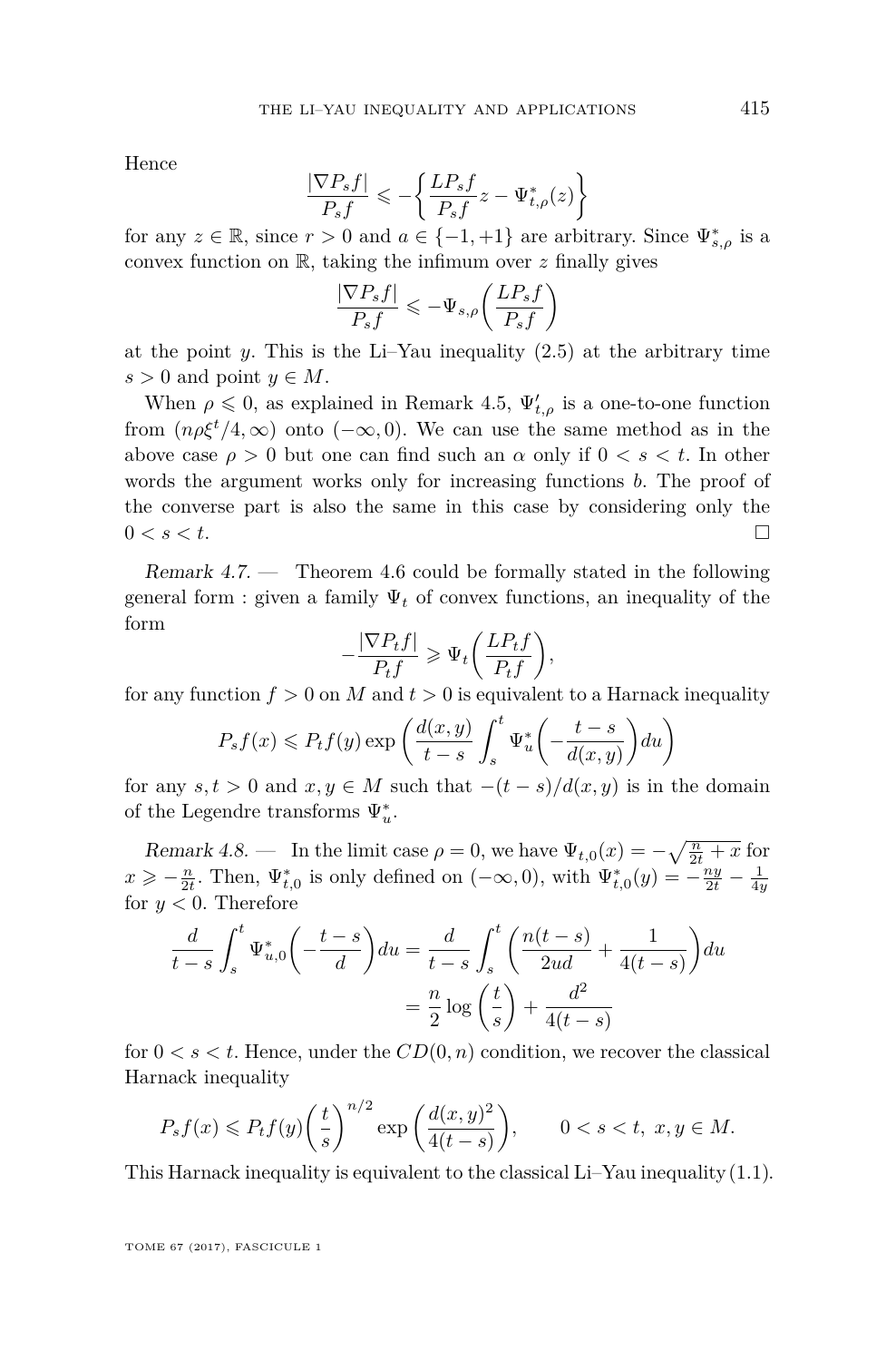Hence

$$\frac{|\nabla P_s f|}{P_s f} \leqslant -\left\{\frac{LP_s f}{P_s f} z - \Psi^*_{t,\rho}(z)\right\}$$

for any $z \in \mathbb{R}$, since $r > 0$ and $a \in \{-1, +1\}$ are arbitrary. Since $\Psi^*_{s,\rho}$ is a convex function on $\mathbb{R}$, taking the infimum over $z$ finally gives

$$\frac{|\nabla P_s f|}{P_s f} \leqslant -\Psi_{s,\rho}\left(\frac{LP_s f}{P_s f}\right)$$

at the point $y$. This is the Li–Yau inequality (2.5) at the arbitrary time $s > 0$ and point $y \in M$.

When $\rho \leqslant 0$, as explained in Remark 4.5, $\Psi'_{t,\rho}$ is a one-to-one function from $(n\rho\xi^t/4, \infty)$ onto $(-\infty, 0)$. We can use the same method as in the above case $\rho > 0$ but one can find such an $\alpha$ only if $0 < s < t$. In other words the argument works only for increasing functions $b$. The proof of the converse part is also the same in this case by considering only the $0 < s < t$. □

*Remark 4.7.* — Theorem 4.6 could be formally stated in the following general form : given a family $\Psi_t$ of convex functions, an inequality of the form

$$-\frac{|\nabla P_t f|}{P_t f} \geqslant \Psi_t\left(\frac{LP_t f}{P_t f}\right),$$

for any function $f > 0$ on $M$ and $t > 0$ is equivalent to a Harnack inequality

$$P_s f(x) \leqslant P_t f(y) \exp\left(\frac{d(x,y)}{t-s}\int_s^t \Psi^*_u\left(-\frac{t-s}{d(x,y)}\right)du\right)$$

for any $s, t > 0$ and $x, y \in M$ such that $-(t-s)/d(x,y)$ is in the domain of the Legendre transforms $\Psi^*_u$.

*Remark 4.8.* — In the limit case $\rho = 0$, we have $\Psi_{t,0}(x) = -\sqrt{\frac{n}{2t} + x}$ for $x \geqslant -\frac{n}{2t}$. Then, $\Psi^*_{t,0}$ is only defined on $(-\infty, 0)$, with $\Psi^*_{t,0}(y) = -\frac{ny}{2t} - \frac{1}{4y}$ for $y < 0$. Therefore

$$\begin{aligned}\frac{d}{t-s}\int_s^t \Psi^*_{u,0}\left(-\frac{t-s}{d}\right)du &= \frac{d}{t-s}\int_s^t \left(\frac{n(t-s)}{2ud} + \frac{1}{4(t-s)}\right)du \\ &= \frac{n}{2}\log\left(\frac{t}{s}\right) + \frac{d^2}{4(t-s)}\end{aligned}$$

for $0 < s < t$. Hence, under the $CD(0, n)$ condition, we recover the classical Harnack inequality

$$P_s f(x) \leqslant P_t f(y)\left(\frac{t}{s}\right)^{n/2} \exp\left(\frac{d(x,y)^2}{4(t-s)}\right), \qquad 0 < s < t,\ x, y \in M.$$

This Harnack inequality is equivalent to the classical Li–Yau inequality (1.1).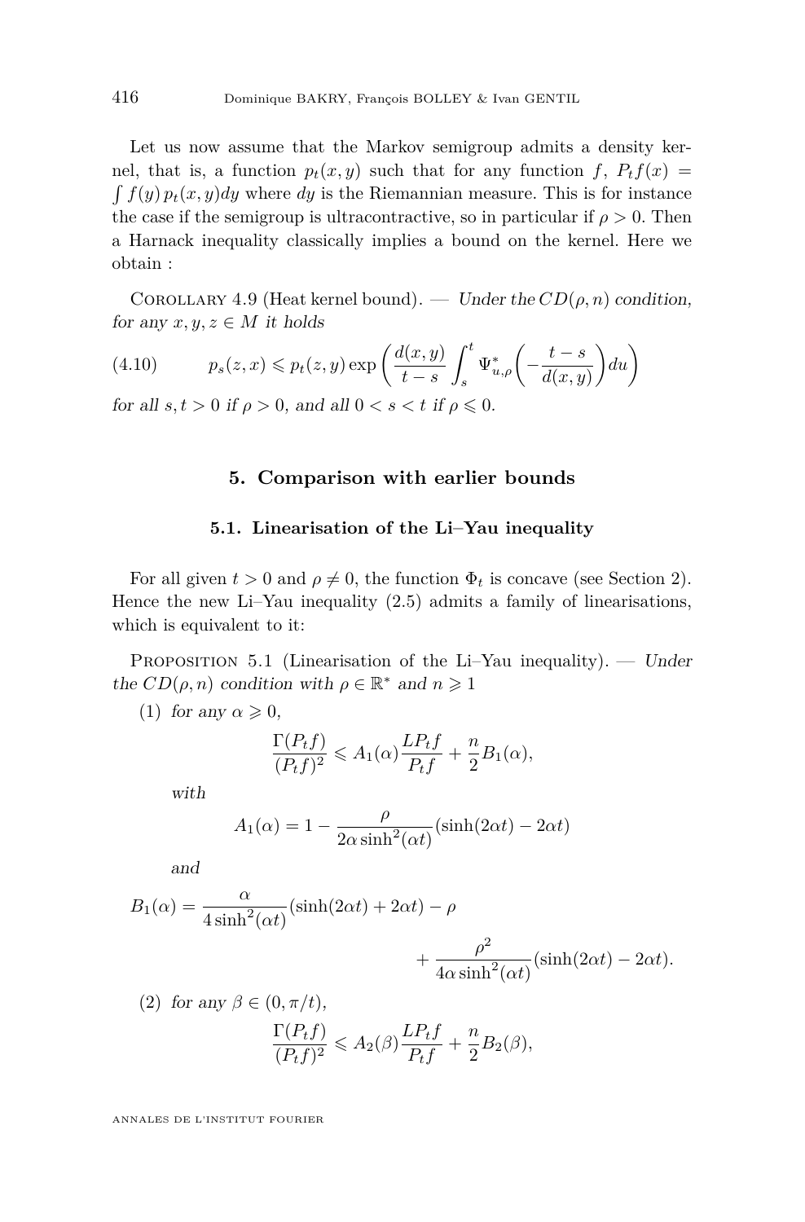Let us now assume that the Markov semigroup admits a density kernel, that is, a function $p_t(x,y)$ such that for any function $f$, $P_tf(x) = \int f(y)\, p_t(x,y)dy$ where $dy$ is the Riemannian measure. This is for instance the case if the semigroup is ultracontractive, so in particular if $\rho > 0$. Then a Harnack inequality classically implies a bound on the kernel. Here we obtain :

Corollary 4.9 (Heat kernel bound). — *Under the $CD(\rho, n)$ condition, for any $x, y, z \in M$ it holds*

$$p_s(z,x) \leqslant p_t(z,y) \exp\left(\frac{d(x,y)}{t-s}\int_s^t \Psi^*_{u,\rho}\left(-\frac{t-s}{d(x,y)}\right)du\right) \tag{4.10}$$

*for all $s, t > 0$ if $\rho > 0$, and all $0 < s < t$ if $\rho \leqslant 0$.*

## 5. Comparison with earlier bounds

### 5.1. Linearisation of the Li–Yau inequality

For all given $t > 0$ and $\rho \neq 0$, the function $\Phi_t$ is concave (see Section 2). Hence the new Li–Yau inequality (2.5) admits a family of linearisations, which is equivalent to it:

Proposition 5.1 (Linearisation of the Li–Yau inequality). — *Under the $CD(\rho, n)$ condition with $\rho \in \mathbb{R}^*$ and $n \geqslant 1$*

(1) *for any $\alpha \geqslant 0$,*

$$\frac{\Gamma(P_tf)}{(P_tf)^2} \leqslant A_1(\alpha)\frac{LP_tf}{P_tf} + \frac{n}{2}B_1(\alpha),$$

*with*

$$A_1(\alpha) = 1 - \frac{\rho}{2\alpha\sinh^2(\alpha t)}(\sinh(2\alpha t) - 2\alpha t)$$

*and*

$$B_1(\alpha) = \frac{\alpha}{4\sinh^2(\alpha t)}(\sinh(2\alpha t) + 2\alpha t) - \rho + \frac{\rho^2}{4\alpha\sinh^2(\alpha t)}(\sinh(2\alpha t) - 2\alpha t).$$

(2) *for any $\beta \in (0, \pi/t)$,*

$$\frac{\Gamma(P_tf)}{(P_tf)^2} \leqslant A_2(\beta)\frac{LP_tf}{P_tf} + \frac{n}{2}B_2(\beta),$$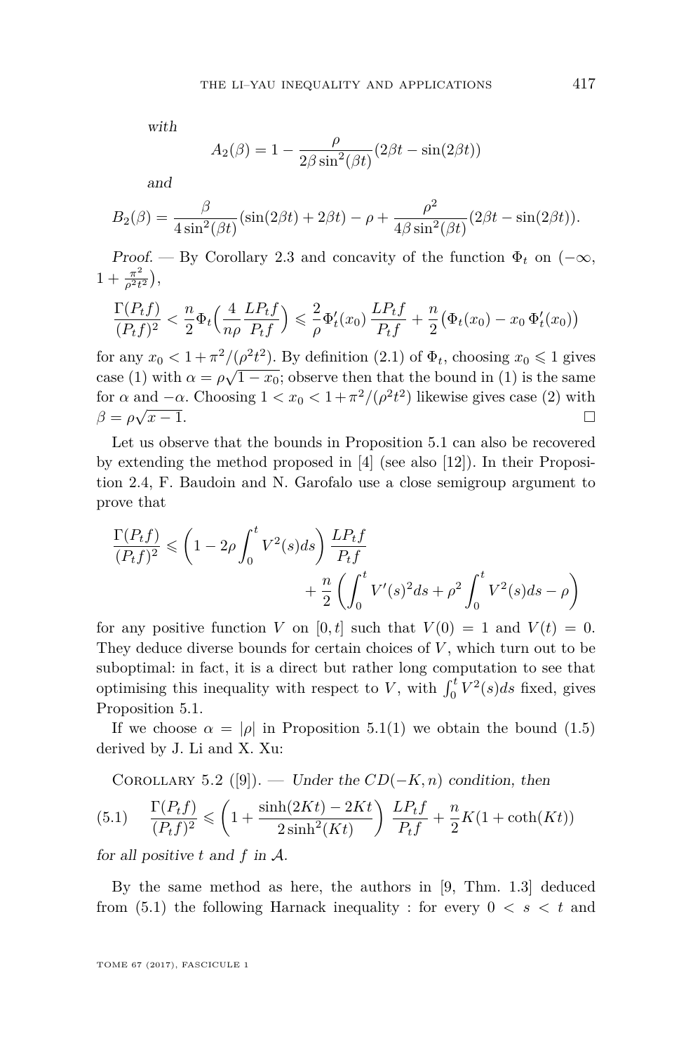*with*

$$A_2(\beta) = 1 - \frac{\rho}{2\beta \sin^2(\beta t)}(2\beta t - \sin(2\beta t))$$

*and*

$$B_2(\beta) = \frac{\beta}{4\sin^2(\beta t)}(\sin(2\beta t) + 2\beta t) - \rho + \frac{\rho^2}{4\beta \sin^2(\beta t)}(2\beta t - \sin(2\beta t)).$$

*Proof.* — By Corollary 2.3 and concavity of the function $\Phi_t$ on $(-\infty, 1 + \frac{\pi^2}{\rho^2 t^2})$,

$$\frac{\Gamma(P_t f)}{(P_t f)^2} < \frac{n}{2}\Phi_t\Big(\frac{4}{n\rho}\frac{LP_t f}{P_t f}\Big) \leqslant \frac{2}{\rho}\Phi_t'(x_0)\,\frac{LP_t f}{P_t f} + \frac{n}{2}\big(\Phi_t(x_0) - x_0\,\Phi_t'(x_0)\big)$$

for any $x_0 < 1 + \pi^2/(\rho^2 t^2)$. By definition (2.1) of $\Phi_t$, choosing $x_0 \leqslant 1$ gives case (1) with $\alpha = \rho\sqrt{1-x_0}$; observe then that the bound in (1) is the same for $\alpha$ and $-\alpha$. Choosing $1 < x_0 < 1 + \pi^2/(\rho^2 t^2)$ likewise gives case (2) with $\beta = \rho\sqrt{x-1}$. □

Let us observe that the bounds in Proposition 5.1 can also be recovered by extending the method proposed in [4] (see also [12]). In their Proposition 2.4, F. Baudoin and N. Garofalo use a close semigroup argument to prove that

$$\frac{\Gamma(P_t f)}{(P_t f)^2} \leqslant \left(1 - 2\rho\int_0^t V^2(s)ds\right)\frac{LP_t f}{P_t f} + \frac{n}{2}\left(\int_0^t V'(s)^2 ds + \rho^2\int_0^t V^2(s)ds - \rho\right)$$

for any positive function $V$ on $[0,t]$ such that $V(0) = 1$ and $V(t) = 0$. They deduce diverse bounds for certain choices of $V$, which turn out to be suboptimal: in fact, it is a direct but rather long computation to see that optimising this inequality with respect to $V$, with $\int_0^t V^2(s)ds$ fixed, gives Proposition 5.1.

If we choose $\alpha = |\rho|$ in Proposition 5.1(1) we obtain the bound (1.5) derived by J. Li and X. Xu:

Corollary 5.2 ([9]). — *Under the $CD(-K,n)$ condition, then*

$$\frac{\Gamma(P_t f)}{(P_t f)^2} \leqslant \left(1 + \frac{\sinh(2Kt) - 2Kt}{2\sinh^2(Kt)}\right)\frac{LP_t f}{P_t f} + \frac{n}{2}K(1 + \coth(Kt)) \tag{5.1}$$

*for all positive $t$ and $f$ in $\mathcal{A}$.*

By the same method as here, the authors in [9, Thm. 1.3] deduced from (5.1) the following Harnack inequality : for every $0 < s < t$ and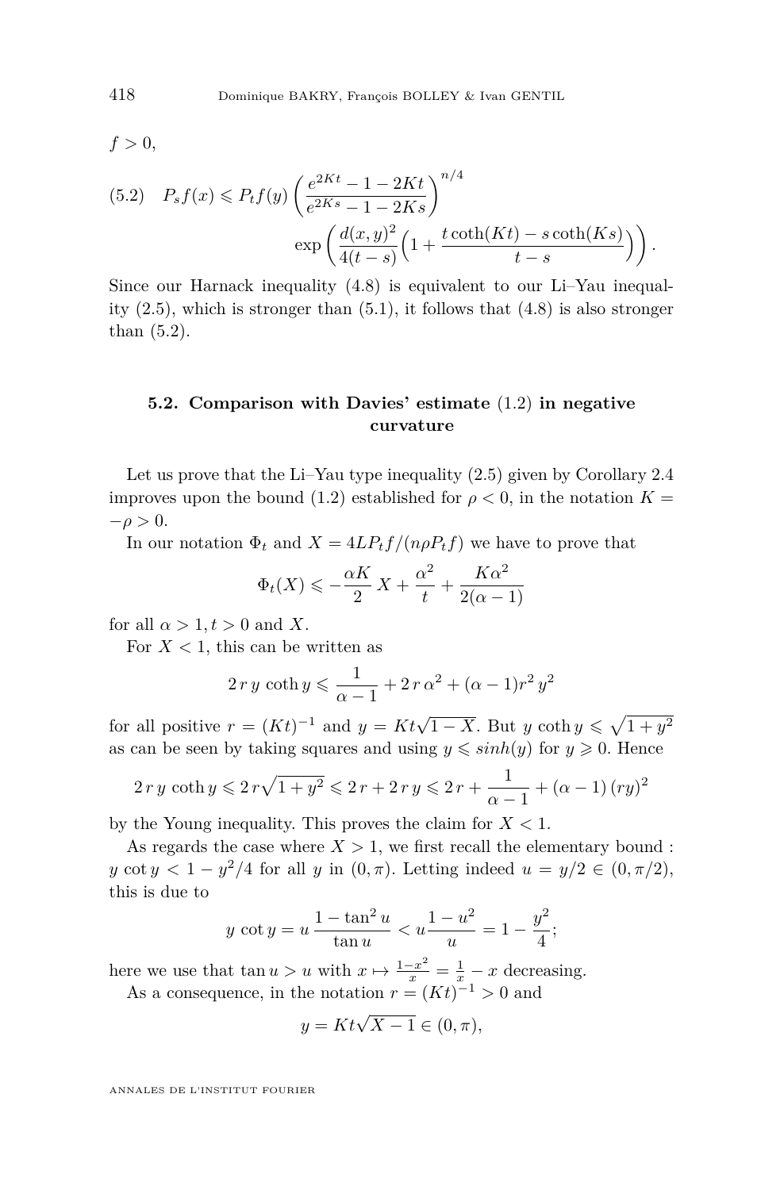$f > 0$,

$$(5.2) \quad P_s f(x) \leqslant P_t f(y) \left( \frac{e^{2Kt} - 1 - 2Kt}{e^{2Ks} - 1 - 2Ks} \right)^{n/4} \exp\left( \frac{d(x,y)^2}{4(t-s)} \Big( 1 + \frac{t \coth(Kt) - s \coth(Ks)}{t-s} \Big) \right).$$

Since our Harnack inequality (4.8) is equivalent to our Li–Yau inequality (2.5), which is stronger than (5.1), it follows that (4.8) is also stronger than (5.2).

### 5.2. Comparison with Davies' estimate (1.2) in negative curvature

Let us prove that the Li–Yau type inequality (2.5) given by Corollary 2.4 improves upon the bound (1.2) established for $\rho < 0$, in the notation $K = -\rho > 0$.

In our notation $\Phi_t$ and $X = 4LP_t f/(n\rho P_t f)$ we have to prove that

$$\Phi_t(X) \leqslant -\frac{\alpha K}{2} X + \frac{\alpha^2}{t} + \frac{K\alpha^2}{2(\alpha - 1)}$$

for all $\alpha > 1, t > 0$ and $X$.

For $X < 1$, this can be written as

$$2\, r\, y\, \coth y \leqslant \frac{1}{\alpha - 1} + 2\, r\, \alpha^2 + (\alpha - 1) r^2\, y^2$$

for all positive $r = (Kt)^{-1}$ and $y = Kt\sqrt{1 - X}$. But $y \coth y \leqslant \sqrt{1 + y^2}$ as can be seen by taking squares and using $y \leqslant sinh(y)$ for $y \geqslant 0$. Hence

$$2\, r\, y\, \coth y \leqslant 2\, r \sqrt{1 + y^2} \leqslant 2\, r + 2\, r\, y \leqslant 2\, r + \frac{1}{\alpha - 1} + (\alpha - 1)\,(ry)^2$$

by the Young inequality. This proves the claim for $X < 1$.

As regards the case where $X > 1$, we first recall the elementary bound : $y \cot y < 1 - y^2/4$ for all $y$ in $(0, \pi)$. Letting indeed $u = y/2 \in (0, \pi/2)$, this is due to

$$y\, \cot y = u\, \frac{1 - \tan^2 u}{\tan u} < u \frac{1 - u^2}{u} = 1 - \frac{y^2}{4};$$

here we use that $\tan u > u$ with $x \mapsto \frac{1-x^2}{x} = \frac{1}{x} - x$ decreasing.

As a consequence, in the notation $r = (Kt)^{-1} > 0$ and

$$y = Kt\sqrt{X - 1} \in (0, \pi),$$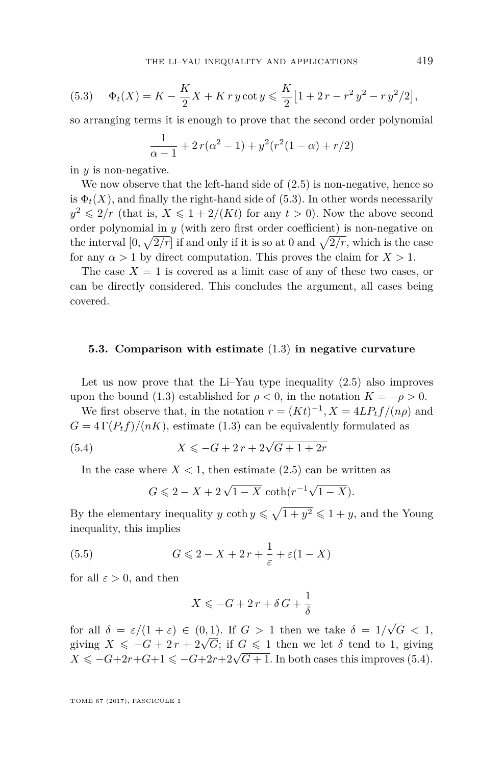$$\Phi_t(X) = K - \frac{K}{2}X + K\,r\,y\cot y \leqslant \frac{K}{2}\big[1 + 2\,r - r^2\,y^2 - r\,y^2/2\big], \tag{5.3}$$

so arranging terms it is enough to prove that the second order polynomial

$$\frac{1}{\alpha - 1} + 2\,r(\alpha^2 - 1) + y^2(r^2(1-\alpha) + r/2)$$

in $y$ is non-negative.

We now observe that the left-hand side of (2.5) is non-negative, hence so is $\Phi_t(X)$, and finally the right-hand side of (5.3). In other words necessarily $y^2 \leqslant 2/r$ (that is, $X \leqslant 1 + 2/(Kt)$ for any $t > 0$). Now the above second order polynomial in $y$ (with zero first order coefficient) is non-negative on the interval $[0, \sqrt{2/r}]$ if and only if it is so at 0 and $\sqrt{2/r}$, which is the case for any $\alpha > 1$ by direct computation. This proves the claim for $X > 1$.

The case $X = 1$ is covered as a limit case of any of these two cases, or can be directly considered. This concludes the argument, all cases being covered.

### 5.3. Comparison with estimate (1.3) in negative curvature

Let us now prove that the Li–Yau type inequality (2.5) also improves upon the bound (1.3) established for $\rho < 0$, in the notation $K = -\rho > 0$.

We first observe that, in the notation $r = (Kt)^{-1}, X = 4LP_t f/(n\rho)$ and $G = 4\,\Gamma(P_t f)/(nK)$, estimate (1.3) can be equivalently formulated as

$$X \leqslant -G + 2\,r + 2\sqrt{G + 1 + 2r} \tag{5.4}$$

In the case where $X < 1$, then estimate (2.5) can be written as

$$G \leqslant 2 - X + 2\,\sqrt{1-X}\,\coth(r^{-1}\sqrt{1-X}).$$

By the elementary inequality $y\coth y \leqslant \sqrt{1+y^2} \leqslant 1 + y$, and the Young inequality, this implies

$$G \leqslant 2 - X + 2\,r + \frac{1}{\varepsilon} + \varepsilon(1-X) \tag{5.5}$$

for all $\varepsilon > 0$, and then

$$X \leqslant -G + 2\,r + \delta\,G + \frac{1}{\delta}$$

for all $\delta = \varepsilon/(1+\varepsilon) \in (0,1)$. If $G > 1$ then we take $\delta = 1/\sqrt{G} < 1$, giving $X \leqslant -G + 2\,r + 2\sqrt{G}$; if $G \leqslant 1$ then we let $\delta$ tend to 1, giving $X \leqslant -G+2r+G+1 \leqslant -G+2r+2\sqrt{G+1}$. In both cases this improves (5.4).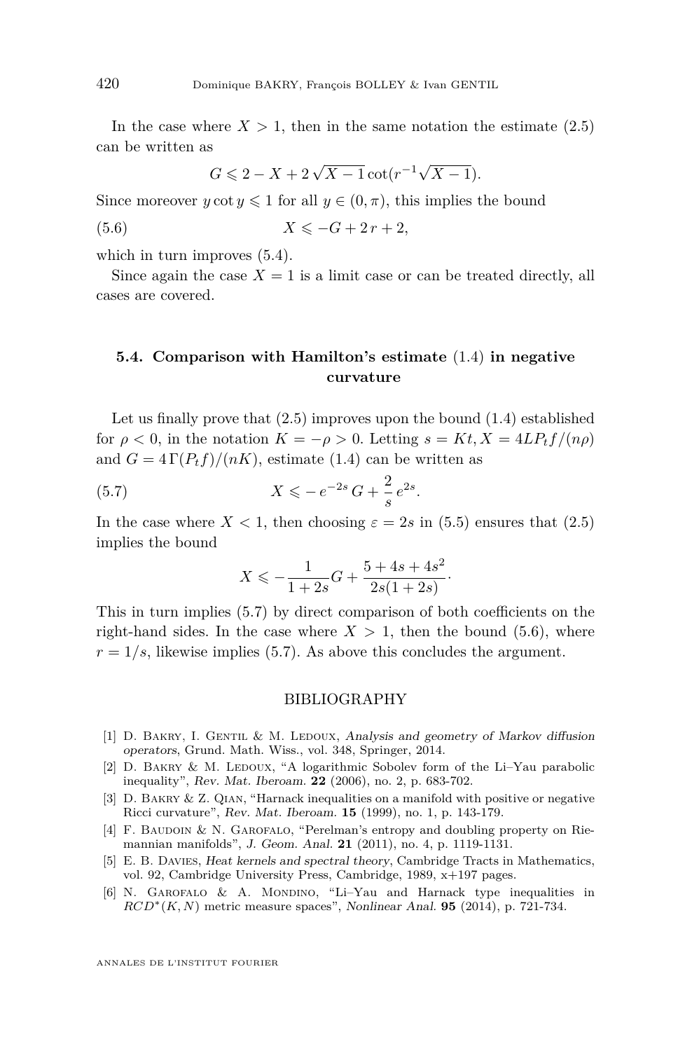In the case where $X > 1$, then in the same notation the estimate (2.5) can be written as

$$G \leqslant 2 - X + 2\sqrt{X-1}\cot(r^{-1}\sqrt{X-1}).$$

Since moreover $y \cot y \leqslant 1$ for all $y \in (0, \pi)$, this implies the bound

$$X \leqslant -G + 2\,r + 2, \tag{5.6}$$

which in turn improves (5.4).

Since again the case $X = 1$ is a limit case or can be treated directly, all cases are covered.

### 5.4. Comparison with Hamilton's estimate (1.4) in negative curvature

Let us finally prove that (2.5) improves upon the bound (1.4) established for $\rho < 0$, in the notation $K = -\rho > 0$. Letting $s = Kt, X = 4LP_tf/(n\rho)$ and $G = 4\,\Gamma(P_tf)/(nK)$, estimate (1.4) can be written as

$$X \leqslant -\,e^{-2s}\,G + \frac{2}{s}\,e^{2s}. \tag{5.7}$$

In the case where $X < 1$, then choosing $\varepsilon = 2s$ in (5.5) ensures that (2.5) implies the bound

$$X \leqslant -\frac{1}{1+2s}G + \frac{5+4s+4s^2}{2s(1+2s)}.$$

This in turn implies (5.7) by direct comparison of both coefficients on the right-hand sides. In the case where $X > 1$, then the bound (5.6), where $r = 1/s$, likewise implies (5.7). As above this concludes the argument.

## BIBLIOGRAPHY

[1] D. Bakry, I. Gentil & M. Ledoux, *Analysis and geometry of Markov diffusion operators*, Grund. Math. Wiss., vol. 348, Springer, 2014.

[2] D. Bakry & M. Ledoux, "A logarithmic Sobolev form of the Li–Yau parabolic inequality", *Rev. Mat. Iberoam.* **22** (2006), no. 2, p. 683-702.

[3] D. Bakry & Z. Qian, "Harnack inequalities on a manifold with positive or negative Ricci curvature", *Rev. Mat. Iberoam.* **15** (1999), no. 1, p. 143-179.

[4] F. Baudoin & N. Garofalo, "Perelman's entropy and doubling property on Riemannian manifolds", *J. Geom. Anal.* **21** (2011), no. 4, p. 1119-1131.

[5] E. B. Davies, *Heat kernels and spectral theory*, Cambridge Tracts in Mathematics, vol. 92, Cambridge University Press, Cambridge, 1989, x+197 pages.

[6] N. Garofalo & A. Mondino, "Li–Yau and Harnack type inequalities in $RCD^*(K,N)$ metric measure spaces", *Nonlinear Anal.* **95** (2014), p. 721-734.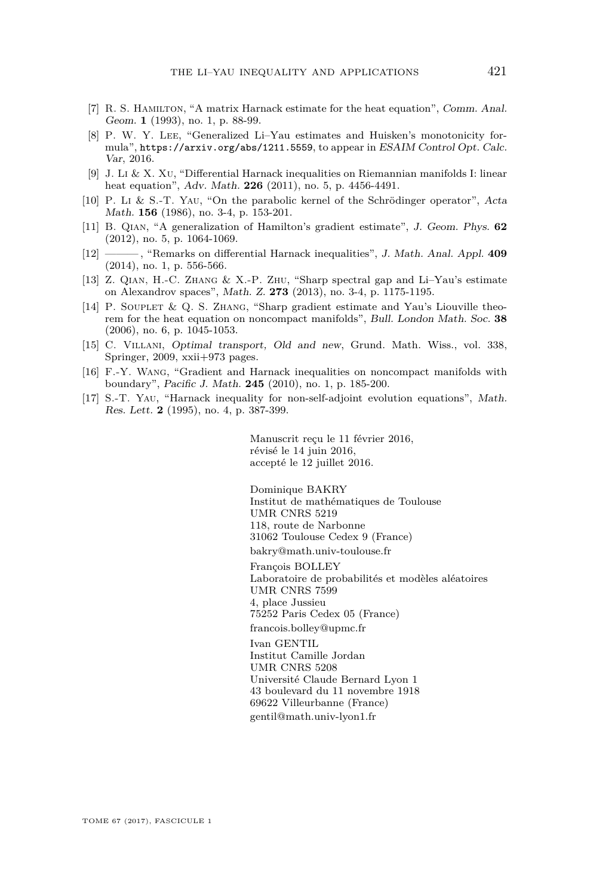[7] R. S. Hamilton, "A matrix Harnack estimate for the heat equation", *Comm. Anal. Geom.* **1** (1993), no. 1, p. 88-99.

[8] P. W. Y. Lee, "Generalized Li–Yau estimates and Huisken's monotonicity formula", `https://arxiv.org/abs/1211.5559`, to appear in *ESAIM Control Opt. Calc. Var*, 2016.

[9] J. Li & X. Xu, "Differential Harnack inequalities on Riemannian manifolds I: linear heat equation", *Adv. Math.* **226** (2011), no. 5, p. 4456-4491.

[10] P. Li & S.-T. Yau, "On the parabolic kernel of the Schrödinger operator", *Acta Math.* **156** (1986), no. 3-4, p. 153-201.

[11] B. Qian, "A generalization of Hamilton's gradient estimate", *J. Geom. Phys.* **62** (2012), no. 5, p. 1064-1069.

[12] ———, "Remarks on differential Harnack inequalities", *J. Math. Anal. Appl.* **409** (2014), no. 1, p. 556-566.

[13] Z. Qian, H.-C. Zhang & X.-P. Zhu, "Sharp spectral gap and Li–Yau's estimate on Alexandrov spaces", *Math. Z.* **273** (2013), no. 3-4, p. 1175-1195.

[14] P. Souplet & Q. S. Zhang, "Sharp gradient estimate and Yau's Liouville theorem for the heat equation on noncompact manifolds", *Bull. London Math. Soc.* **38** (2006), no. 6, p. 1045-1053.

[15] C. Villani, *Optimal transport, Old and new*, Grund. Math. Wiss., vol. 338, Springer, 2009, xxii+973 pages.

[16] F.-Y. Wang, "Gradient and Harnack inequalities on noncompact manifolds with boundary", *Pacific J. Math.* **245** (2010), no. 1, p. 185-200.

[17] S.-T. Yau, "Harnack inequality for non-self-adjoint evolution equations", *Math. Res. Lett.* **2** (1995), no. 4, p. 387-399.

Manuscrit reçu le 11 février 2016,
révisé le 14 juin 2016,
accepté le 12 juillet 2016.

Dominique BAKRY
Institut de mathématiques de Toulouse
UMR CNRS 5219
118, route de Narbonne
31062 Toulouse Cedex 9 (France)
bakry@math.univ-toulouse.fr

François BOLLEY
Laboratoire de probabilités et modèles aléatoires
UMR CNRS 7599
4, place Jussieu
75252 Paris Cedex 05 (France)
francois.bolley@upmc.fr

Ivan GENTIL
Institut Camille Jordan
UMR CNRS 5208
Université Claude Bernard Lyon 1
43 boulevard du 11 novembre 1918
69622 Villeurbanne (France)
gentil@math.univ-lyon1.fr